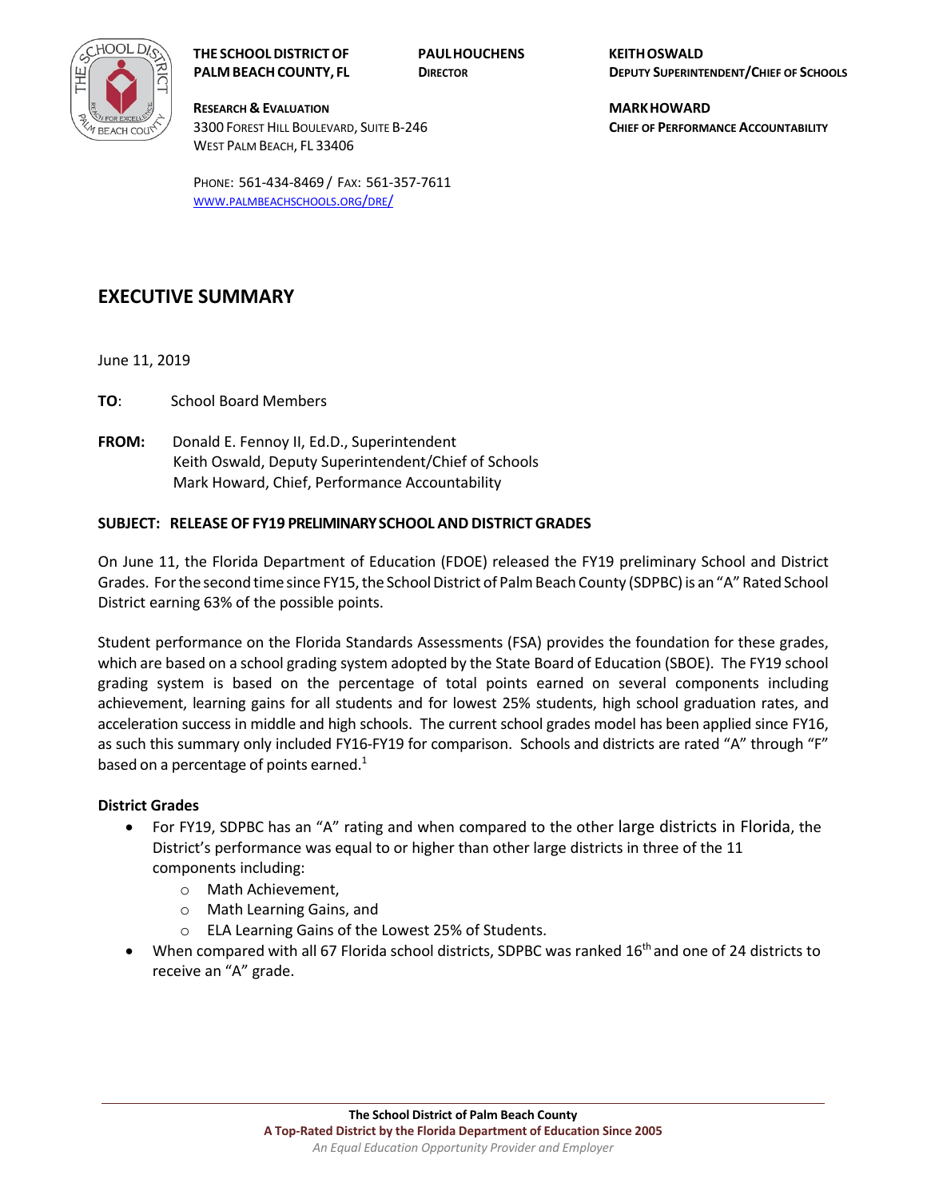**THE SCHOOL DISTRICT OF PALM BEACH COUNTY, FL**

**RESEARCH & EVALUATION**
3300 FOREST HILL BOULEVARD, SUITE B-246
WEST PALM BEACH, FL 33406

PHONE: 561-434-8469 / FAX: 561-357-7611
WWW.PALMBEACHSCHOOLS.ORG/DRE/

**PAUL HOUCHENS**
DIRECTOR

**KEITH OSWALD**
DEPUTY SUPERINTENDENT/CHIEF OF SCHOOLS

**MARK HOWARD**
CHIEF OF PERFORMANCE ACCOUNTABILITY

# EXECUTIVE SUMMARY

June 11, 2019

**TO**: School Board Members

**FROM:** Donald E. Fennoy II, Ed.D., Superintendent
Keith Oswald, Deputy Superintendent/Chief of Schools
Mark Howard, Chief, Performance Accountability

**SUBJECT: RELEASE OF FY19 PRELIMINARY SCHOOL AND DISTRICT GRADES**

On June 11, the Florida Department of Education (FDOE) released the FY19 preliminary School and District Grades. For the second time since FY15, the School District of Palm Beach County (SDPBC) is an "A" Rated School District earning 63% of the possible points.

Student performance on the Florida Standards Assessments (FSA) provides the foundation for these grades, which are based on a school grading system adopted by the State Board of Education (SBOE). The FY19 school grading system is based on the percentage of total points earned on several components including achievement, learning gains for all students and for lowest 25% students, high school graduation rates, and acceleration success in middle and high schools. The current school grades model has been applied since FY16, as such this summary only included FY16-FY19 for comparison. Schools and districts are rated "A" through "F" based on a percentage of points earned.[1]

**District Grades**

- For FY19, SDPBC has an "A" rating and when compared to the other large districts in Florida, the District's performance was equal to or higher than other large districts in three of the 11 components including:
  - Math Achievement,
  - Math Learning Gains, and
  - ELA Learning Gains of the Lowest 25% of Students.
- When compared with all 67 Florida school districts, SDPBC was ranked 16th and one of 24 districts to receive an "A" grade.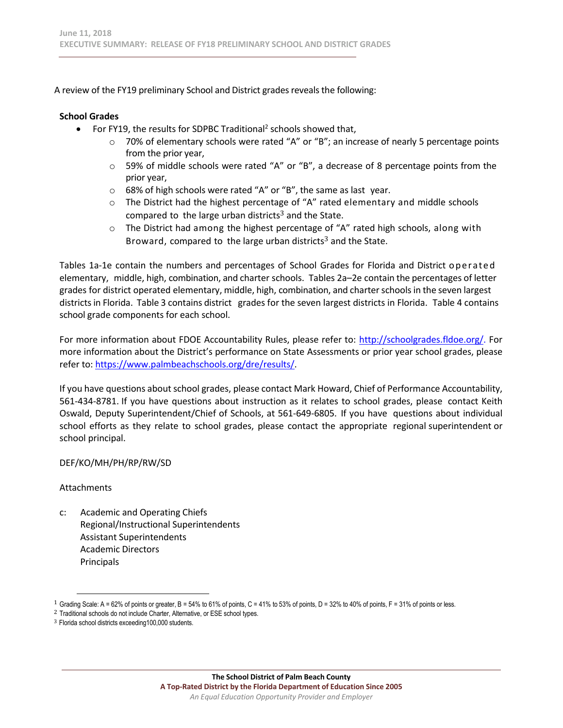A review of the FY19 preliminary School and District grades reveals the following:

**School Grades**

- For FY19, the results for SDPBC Traditional[2] schools showed that,
  - 70% of elementary schools were rated "A" or "B"; an increase of nearly 5 percentage points from the prior year,
  - 59% of middle schools were rated "A" or "B", a decrease of 8 percentage points from the prior year,
  - 68% of high schools were rated "A" or "B", the same as last year.
  - The District had the highest percentage of "A" rated elementary and middle schools compared to the large urban districts[3] and the State.
  - The District had among the highest percentage of "A" rated high schools, along with Broward, compared to the large urban districts[3] and the State.

Tables 1a-1e contain the numbers and percentages of School Grades for Florida and District operated elementary, middle, high, combination, and charter schools. Tables 2a–2e contain the percentages of letter grades for district operated elementary, middle, high, combination, and charter schools in the seven largest districts in Florida. Table 3 contains district grades for the seven largest districts in Florida. Table 4 contains school grade components for each school.

For more information about FDOE Accountability Rules, please refer to: http://schoolgrades.fldoe.org/. For more information about the District's performance on State Assessments or prior year school grades, please refer to: https://www.palmbeachschools.org/dre/results/.

If you have questions about school grades, please contact Mark Howard, Chief of Performance Accountability, 561-434-8781. If you have questions about instruction as it relates to school grades, please contact Keith Oswald, Deputy Superintendent/Chief of Schools, at 561-649-6805. If you have questions about individual school efforts as they relate to school grades, please contact the appropriate regional superintendent or school principal.

DEF/KO/MH/PH/RP/RW/SD

Attachments

c: Academic and Operating Chiefs
Regional/Instructional Superintendents
Assistant Superintendents
Academic Directors
Principals

[1] Grading Scale: A = 62% of points or greater, B = 54% to 61% of points, C = 41% to 53% of points, D = 32% to 40% of points, F = 31% of points or less.

[2] Traditional schools do not include Charter, Alternative, or ESE school types.

[3] Florida school districts exceeding100,000 students.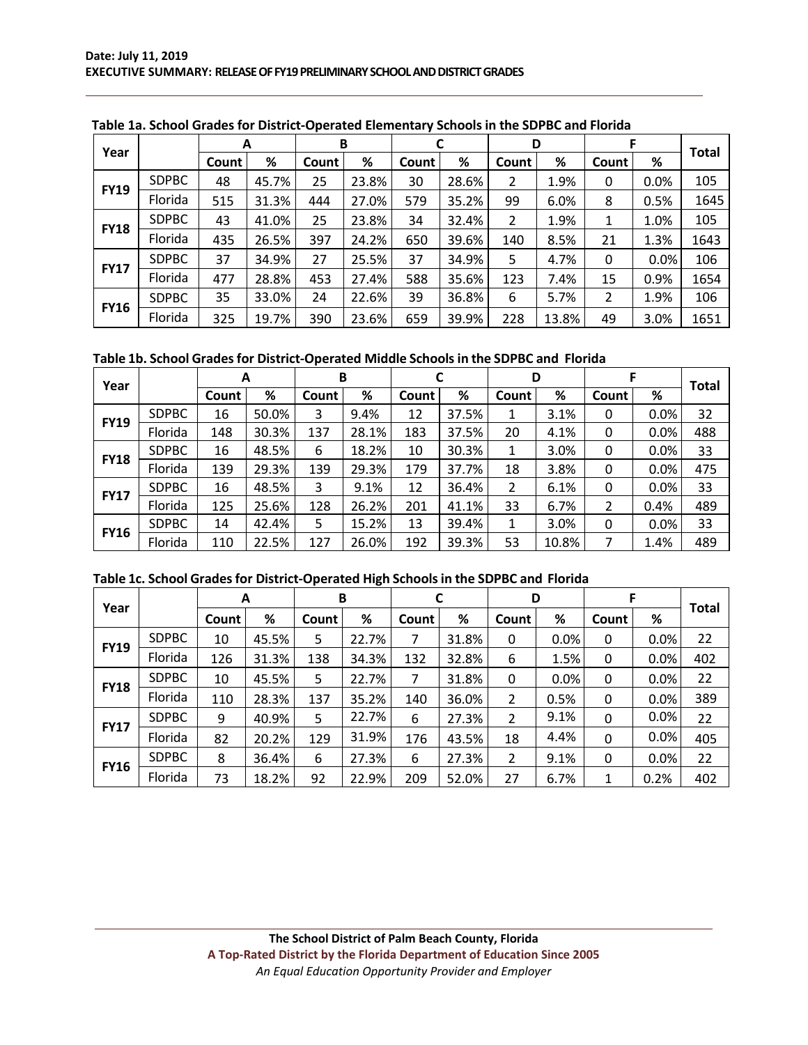**Date: July 11, 2019**
**EXECUTIVE SUMMARY: RELEASE OF FY19 PRELIMINARY SCHOOL AND DISTRICT GRADES**

**Table 1a. School Grades for District-Operated Elementary Schools in the SDPBC and Florida**

| Year | | A | | B | | C | | D | | F | | Total |
|---|---|---|---|---|---|---|---|---|---|---|---|---|
| | | Count | % | Count | % | Count | % | Count | % | Count | % | |
| FY19 | SDPBC | 48 | 45.7% | 25 | 23.8% | 30 | 28.6% | 2 | 1.9% | 0 | 0.0% | 105 |
| | Florida | 515 | 31.3% | 444 | 27.0% | 579 | 35.2% | 99 | 6.0% | 8 | 0.5% | 1645 |
| FY18 | SDPBC | 43 | 41.0% | 25 | 23.8% | 34 | 32.4% | 2 | 1.9% | 1 | 1.0% | 105 |
| | Florida | 435 | 26.5% | 397 | 24.2% | 650 | 39.6% | 140 | 8.5% | 21 | 1.3% | 1643 |
| FY17 | SDPBC | 37 | 34.9% | 27 | 25.5% | 37 | 34.9% | 5 | 4.7% | 0 | 0.0% | 106 |
| | Florida | 477 | 28.8% | 453 | 27.4% | 588 | 35.6% | 123 | 7.4% | 15 | 0.9% | 1654 |
| FY16 | SDPBC | 35 | 33.0% | 24 | 22.6% | 39 | 36.8% | 6 | 5.7% | 2 | 1.9% | 106 |
| | Florida | 325 | 19.7% | 390 | 23.6% | 659 | 39.9% | 228 | 13.8% | 49 | 3.0% | 1651 |

**Table 1b. School Grades for District-Operated Middle Schools in the SDPBC and Florida**

| Year | | A | | B | | C | | D | | F | | Total |
|---|---|---|---|---|---|---|---|---|---|---|---|---|
| | | Count | % | Count | % | Count | % | Count | % | Count | % | |
| FY19 | SDPBC | 16 | 50.0% | 3 | 9.4% | 12 | 37.5% | 1 | 3.1% | 0 | 0.0% | 32 |
| | Florida | 148 | 30.3% | 137 | 28.1% | 183 | 37.5% | 20 | 4.1% | 0 | 0.0% | 488 |
| FY18 | SDPBC | 16 | 48.5% | 6 | 18.2% | 10 | 30.3% | 1 | 3.0% | 0 | 0.0% | 33 |
| | Florida | 139 | 29.3% | 139 | 29.3% | 179 | 37.7% | 18 | 3.8% | 0 | 0.0% | 475 |
| FY17 | SDPBC | 16 | 48.5% | 3 | 9.1% | 12 | 36.4% | 2 | 6.1% | 0 | 0.0% | 33 |
| | Florida | 125 | 25.6% | 128 | 26.2% | 201 | 41.1% | 33 | 6.7% | 2 | 0.4% | 489 |
| FY16 | SDPBC | 14 | 42.4% | 5 | 15.2% | 13 | 39.4% | 1 | 3.0% | 0 | 0.0% | 33 |
| | Florida | 110 | 22.5% | 127 | 26.0% | 192 | 39.3% | 53 | 10.8% | 7 | 1.4% | 489 |

**Table 1c. School Grades for District-Operated High Schools in the SDPBC and Florida**

| Year | | A | | B | | C | | D | | F | | Total |
|---|---|---|---|---|---|---|---|---|---|---|---|---|
| | | Count | % | Count | % | Count | % | Count | % | Count | % | |
| FY19 | SDPBC | 10 | 45.5% | 5 | 22.7% | 7 | 31.8% | 0 | 0.0% | 0 | 0.0% | 22 |
| | Florida | 126 | 31.3% | 138 | 34.3% | 132 | 32.8% | 6 | 1.5% | 0 | 0.0% | 402 |
| FY18 | SDPBC | 10 | 45.5% | 5 | 22.7% | 7 | 31.8% | 0 | 0.0% | 0 | 0.0% | 22 |
| | Florida | 110 | 28.3% | 137 | 35.2% | 140 | 36.0% | 2 | 0.5% | 0 | 0.0% | 389 |
| FY17 | SDPBC | 9 | 40.9% | 5 | 22.7% | 6 | 27.3% | 2 | 9.1% | 0 | 0.0% | 22 |
| | Florida | 82 | 20.2% | 129 | 31.9% | 176 | 43.5% | 18 | 4.4% | 0 | 0.0% | 405 |
| FY16 | SDPBC | 8 | 36.4% | 6 | 27.3% | 6 | 27.3% | 2 | 9.1% | 0 | 0.0% | 22 |
| | Florida | 73 | 18.2% | 92 | 22.9% | 209 | 52.0% | 27 | 6.7% | 1 | 0.2% | 402 |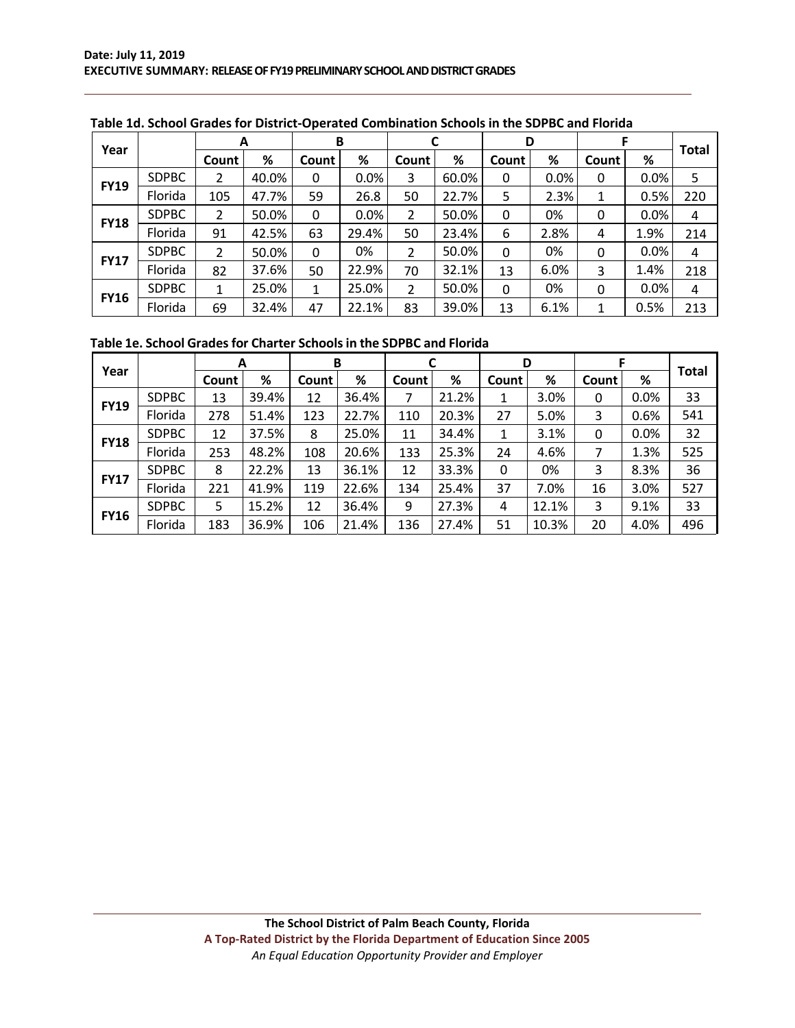**Date: July 11, 2019**
**EXECUTIVE SUMMARY: RELEASE OF FY19 PRELIMINARY SCHOOL AND DISTRICT GRADES**

**Table 1d. School Grades for District-Operated Combination Schools in the SDPBC and Florida**

| Year | | A | | B | | C | | D | | F | | Total |
|---|---|---|---|---|---|---|---|---|---|---|---|---|
| | | Count | % | Count | % | Count | % | Count | % | Count | % | |
| FY19 | SDPBC | 2 | 40.0% | 0 | 0.0% | 3 | 60.0% | 0 | 0.0% | 0 | 0.0% | 5 |
| | Florida | 105 | 47.7% | 59 | 26.8 | 50 | 22.7% | 5 | 2.3% | 1 | 0.5% | 220 |
| FY18 | SDPBC | 2 | 50.0% | 0 | 0.0% | 2 | 50.0% | 0 | 0% | 0 | 0.0% | 4 |
| | Florida | 91 | 42.5% | 63 | 29.4% | 50 | 23.4% | 6 | 2.8% | 4 | 1.9% | 214 |
| FY17 | SDPBC | 2 | 50.0% | 0 | 0% | 2 | 50.0% | 0 | 0% | 0 | 0.0% | 4 |
| | Florida | 82 | 37.6% | 50 | 22.9% | 70 | 32.1% | 13 | 6.0% | 3 | 1.4% | 218 |
| FY16 | SDPBC | 1 | 25.0% | 1 | 25.0% | 2 | 50.0% | 0 | 0% | 0 | 0.0% | 4 |
| | Florida | 69 | 32.4% | 47 | 22.1% | 83 | 39.0% | 13 | 6.1% | 1 | 0.5% | 213 |

**Table 1e. School Grades for Charter Schools in the SDPBC and Florida**

| Year | | A | | B | | C | | D | | F | | Total |
|---|---|---|---|---|---|---|---|---|---|---|---|---|
| | | Count | % | Count | % | Count | % | Count | % | Count | % | |
| FY19 | SDPBC | 13 | 39.4% | 12 | 36.4% | 7 | 21.2% | 1 | 3.0% | 0 | 0.0% | 33 |
| | Florida | 278 | 51.4% | 123 | 22.7% | 110 | 20.3% | 27 | 5.0% | 3 | 0.6% | 541 |
| FY18 | SDPBC | 12 | 37.5% | 8 | 25.0% | 11 | 34.4% | 1 | 3.1% | 0 | 0.0% | 32 |
| | Florida | 253 | 48.2% | 108 | 20.6% | 133 | 25.3% | 24 | 4.6% | 7 | 1.3% | 525 |
| FY17 | SDPBC | 8 | 22.2% | 13 | 36.1% | 12 | 33.3% | 0 | 0% | 3 | 8.3% | 36 |
| | Florida | 221 | 41.9% | 119 | 22.6% | 134 | 25.4% | 37 | 7.0% | 16 | 3.0% | 527 |
| FY16 | SDPBC | 5 | 15.2% | 12 | 36.4% | 9 | 27.3% | 4 | 12.1% | 3 | 9.1% | 33 |
| | Florida | 183 | 36.9% | 106 | 21.4% | 136 | 27.4% | 51 | 10.3% | 20 | 4.0% | 496 |

**The School District of Palm Beach County, Florida**
**A Top-Rated District by the Florida Department of Education Since 2005**
*An Equal Education Opportunity Provider and Employer*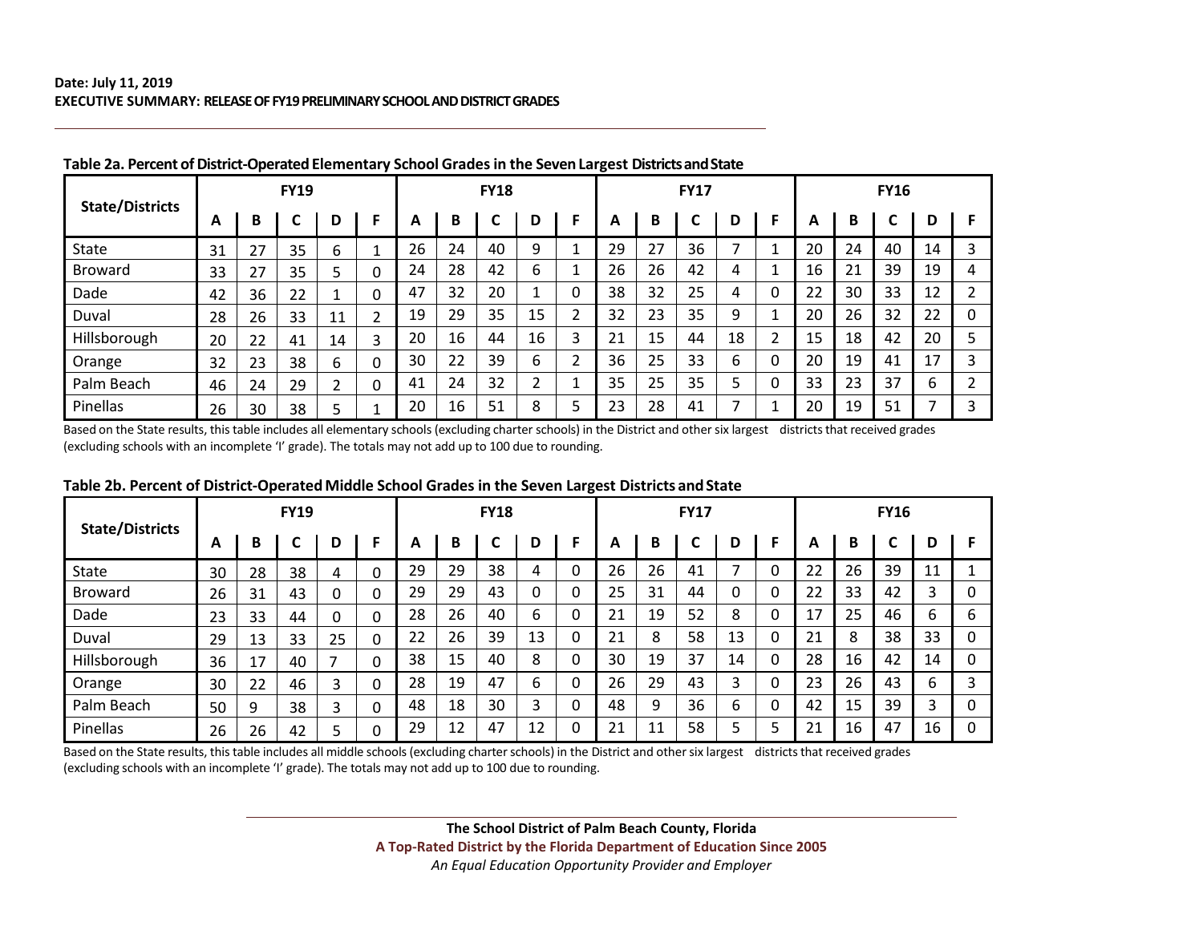**Date: July 11, 2019**
**EXECUTIVE SUMMARY: RELEASE OF FY19 PRELIMINARY SCHOOL AND DISTRICT GRADES**

**Table 2a. Percent of District-Operated Elementary School Grades in the Seven Largest Districts and State**

| State/Districts | FY19 | | | | | FY18 | | | | | FY17 | | | | | FY16 | | | | |
|---|---|---|---|---|---|---|---|---|---|---|---|---|---|---|---|---|---|---|---|---|
| | A | B | C | D | F | A | B | C | D | F | A | B | C | D | F | A | B | C | D | F |
| State | 31 | 27 | 35 | 6 | 1 | 26 | 24 | 40 | 9 | 1 | 29 | 27 | 36 | 7 | 1 | 20 | 24 | 40 | 14 | 3 |
| Broward | 33 | 27 | 35 | 5 | 0 | 24 | 28 | 42 | 6 | 1 | 26 | 26 | 42 | 4 | 1 | 16 | 21 | 39 | 19 | 4 |
| Dade | 42 | 36 | 22 | 1 | 0 | 47 | 32 | 20 | 1 | 0 | 38 | 32 | 25 | 4 | 0 | 22 | 30 | 33 | 12 | 2 |
| Duval | 28 | 26 | 33 | 11 | 2 | 19 | 29 | 35 | 15 | 2 | 32 | 23 | 35 | 9 | 1 | 20 | 26 | 32 | 22 | 0 |
| Hillsborough | 20 | 22 | 41 | 14 | 3 | 20 | 16 | 44 | 16 | 3 | 21 | 15 | 44 | 18 | 2 | 15 | 18 | 42 | 20 | 5 |
| Orange | 32 | 23 | 38 | 6 | 0 | 30 | 22 | 39 | 6 | 2 | 36 | 25 | 33 | 6 | 0 | 20 | 19 | 41 | 17 | 3 |
| Palm Beach | 46 | 24 | 29 | 2 | 0 | 41 | 24 | 32 | 2 | 1 | 35 | 25 | 35 | 5 | 0 | 33 | 23 | 37 | 6 | 2 |
| Pinellas | 26 | 30 | 38 | 5 | 1 | 20 | 16 | 51 | 8 | 5 | 23 | 28 | 41 | 7 | 1 | 20 | 19 | 51 | 7 | 3 |

Based on the State results, this table includes all elementary schools (excluding charter schools) in the District and other six largest districts that received grades (excluding schools with an incomplete 'I' grade). The totals may not add up to 100 due to rounding.

**Table 2b. Percent of District-Operated Middle School Grades in the Seven Largest Districts and State**

| State/Districts | FY19 | | | | | FY18 | | | | | FY17 | | | | | FY16 | | | | |
|---|---|---|---|---|---|---|---|---|---|---|---|---|---|---|---|---|---|---|---|---|
| | A | B | C | D | F | A | B | C | D | F | A | B | C | D | F | A | B | C | D | F |
| State | 30 | 28 | 38 | 4 | 0 | 29 | 29 | 38 | 4 | 0 | 26 | 26 | 41 | 7 | 0 | 22 | 26 | 39 | 11 | 1 |
| Broward | 26 | 31 | 43 | 0 | 0 | 29 | 29 | 43 | 0 | 0 | 25 | 31 | 44 | 0 | 0 | 22 | 33 | 42 | 3 | 0 |
| Dade | 23 | 33 | 44 | 0 | 0 | 28 | 26 | 40 | 6 | 0 | 21 | 19 | 52 | 8 | 0 | 17 | 25 | 46 | 6 | 6 |
| Duval | 29 | 13 | 33 | 25 | 0 | 22 | 26 | 39 | 13 | 0 | 21 | 8 | 58 | 13 | 0 | 21 | 8 | 38 | 33 | 0 |
| Hillsborough | 36 | 17 | 40 | 7 | 0 | 38 | 15 | 40 | 8 | 0 | 30 | 19 | 37 | 14 | 0 | 28 | 16 | 42 | 14 | 0 |
| Orange | 30 | 22 | 46 | 3 | 0 | 28 | 19 | 47 | 6 | 0 | 26 | 29 | 43 | 3 | 0 | 23 | 26 | 43 | 6 | 3 |
| Palm Beach | 50 | 9 | 38 | 3 | 0 | 48 | 18 | 30 | 3 | 0 | 48 | 9 | 36 | 6 | 0 | 42 | 15 | 39 | 3 | 0 |
| Pinellas | 26 | 26 | 42 | 5 | 0 | 29 | 12 | 47 | 12 | 0 | 21 | 11 | 58 | 5 | 5 | 21 | 16 | 47 | 16 | 0 |

Based on the State results, this table includes all middle schools (excluding charter schools) in the District and other six largest districts that received grades (excluding schools with an incomplete 'I' grade). The totals may not add up to 100 due to rounding.

**The School District of Palm Beach County, Florida**
**A Top-Rated District by the Florida Department of Education Since 2005**
*An Equal Education Opportunity Provider and Employer*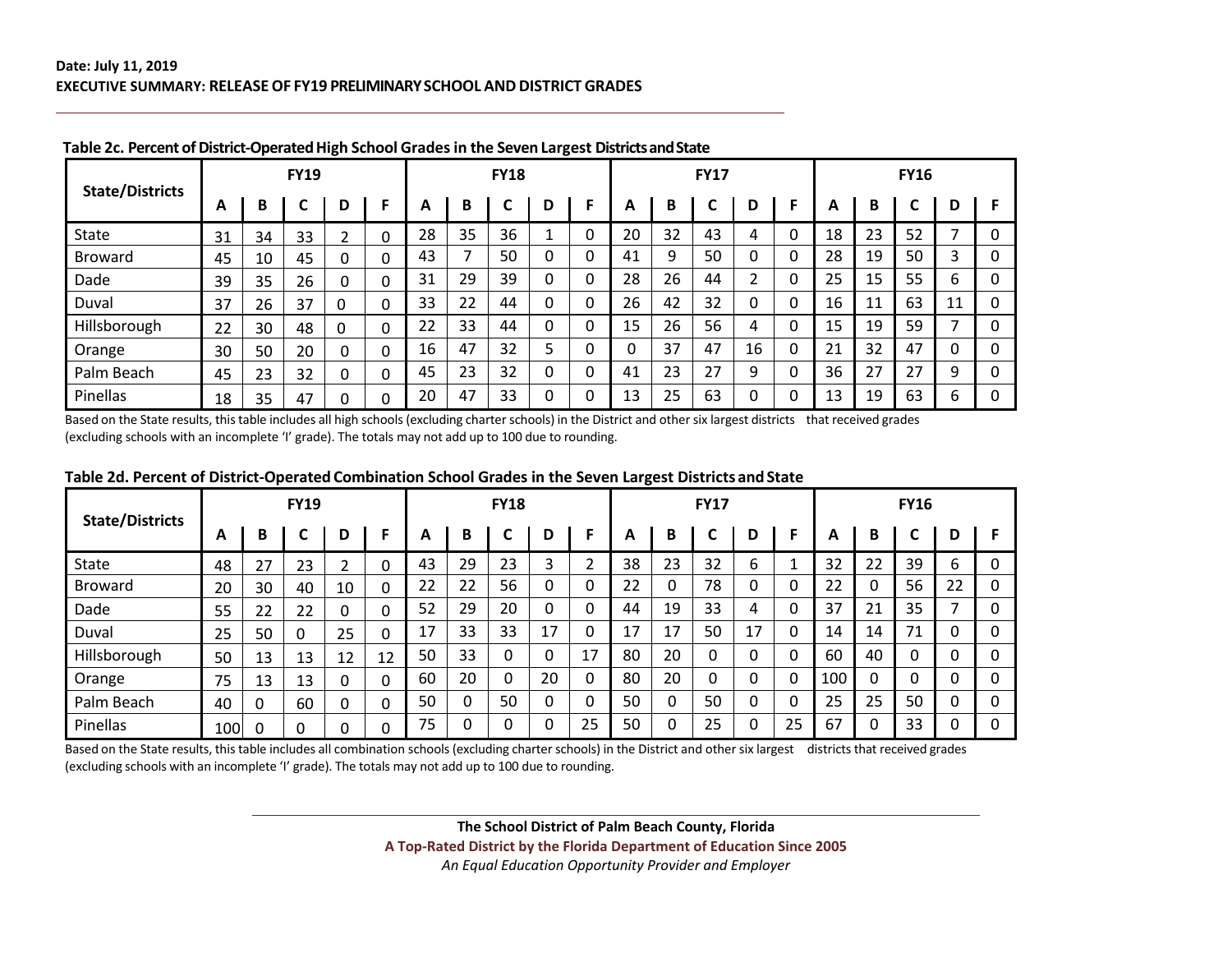**Date: July 11, 2019**
**EXECUTIVE SUMMARY: RELEASE OF FY19 PRELIMINARY SCHOOL AND DISTRICT GRADES**

**Table 2c. Percent of District-Operated High School Grades in the Seven Largest Districts and State**

| State/Districts | FY19 | | | | | FY18 | | | | | FY17 | | | | | FY16 | | | | |
|---|---|---|---|---|---|---|---|---|---|---|---|---|---|---|---|---|---|---|---|---|
| | A | B | C | D | F | A | B | C | D | F | A | B | C | D | F | A | B | C | D | F |
| State | 31 | 34 | 33 | 2 | 0 | 28 | 35 | 36 | 1 | 0 | 20 | 32 | 43 | 4 | 0 | 18 | 23 | 52 | 7 | 0 |
| Broward | 45 | 10 | 45 | 0 | 0 | 43 | 7 | 50 | 0 | 0 | 41 | 9 | 50 | 0 | 0 | 28 | 19 | 50 | 3 | 0 |
| Dade | 39 | 35 | 26 | 0 | 0 | 31 | 29 | 39 | 0 | 0 | 28 | 26 | 44 | 2 | 0 | 25 | 15 | 55 | 6 | 0 |
| Duval | 37 | 26 | 37 | 0 | 0 | 33 | 22 | 44 | 0 | 0 | 26 | 42 | 32 | 0 | 0 | 16 | 11 | 63 | 11 | 0 |
| Hillsborough | 22 | 30 | 48 | 0 | 0 | 22 | 33 | 44 | 0 | 0 | 15 | 26 | 56 | 4 | 0 | 15 | 19 | 59 | 7 | 0 |
| Orange | 30 | 50 | 20 | 0 | 0 | 16 | 47 | 32 | 5 | 0 | 0 | 37 | 47 | 16 | 0 | 21 | 32 | 47 | 0 | 0 |
| Palm Beach | 45 | 23 | 32 | 0 | 0 | 45 | 23 | 32 | 0 | 0 | 41 | 23 | 27 | 9 | 0 | 36 | 27 | 27 | 9 | 0 |
| Pinellas | 18 | 35 | 47 | 0 | 0 | 20 | 47 | 33 | 0 | 0 | 13 | 25 | 63 | 0 | 0 | 13 | 19 | 63 | 6 | 0 |

Based on the State results, this table includes all high schools (excluding charter schools) in the District and other six largest districts that received grades (excluding schools with an incomplete 'I' grade). The totals may not add up to 100 due to rounding.

**Table 2d. Percent of District-Operated Combination School Grades in the Seven Largest Districts and State**

| State/Districts | FY19 | | | | | FY18 | | | | | FY17 | | | | | FY16 | | | | |
|---|---|---|---|---|---|---|---|---|---|---|---|---|---|---|---|---|---|---|---|---|
| | A | B | C | D | F | A | B | C | D | F | A | B | C | D | F | A | B | C | D | F |
| State | 48 | 27 | 23 | 2 | 0 | 43 | 29 | 23 | 3 | 2 | 38 | 23 | 32 | 6 | 1 | 32 | 22 | 39 | 6 | 0 |
| Broward | 20 | 30 | 40 | 10 | 0 | 22 | 22 | 56 | 0 | 0 | 22 | 0 | 78 | 0 | 0 | 22 | 0 | 56 | 22 | 0 |
| Dade | 55 | 22 | 22 | 0 | 0 | 52 | 29 | 20 | 0 | 0 | 44 | 19 | 33 | 4 | 0 | 37 | 21 | 35 | 7 | 0 |
| Duval | 25 | 50 | 0 | 25 | 0 | 17 | 33 | 33 | 17 | 0 | 17 | 17 | 50 | 17 | 0 | 14 | 14 | 71 | 0 | 0 |
| Hillsborough | 50 | 13 | 13 | 12 | 12 | 50 | 33 | 0 | 0 | 17 | 80 | 20 | 0 | 0 | 0 | 60 | 40 | 0 | 0 | 0 |
| Orange | 75 | 13 | 13 | 0 | 0 | 60 | 20 | 0 | 20 | 0 | 80 | 20 | 0 | 0 | 0 | 100 | 0 | 0 | 0 | 0 |
| Palm Beach | 40 | 0 | 60 | 0 | 0 | 50 | 0 | 50 | 0 | 0 | 50 | 0 | 50 | 0 | 0 | 25 | 25 | 50 | 0 | 0 |
| Pinellas | 100 | 0 | 0 | 0 | 0 | 75 | 0 | 0 | 0 | 25 | 50 | 0 | 25 | 0 | 25 | 67 | 0 | 33 | 0 | 0 |

Based on the State results, this table includes all combination schools (excluding charter schools) in the District and other six largest districts that received grades (excluding schools with an incomplete 'I' grade). The totals may not add up to 100 due to rounding.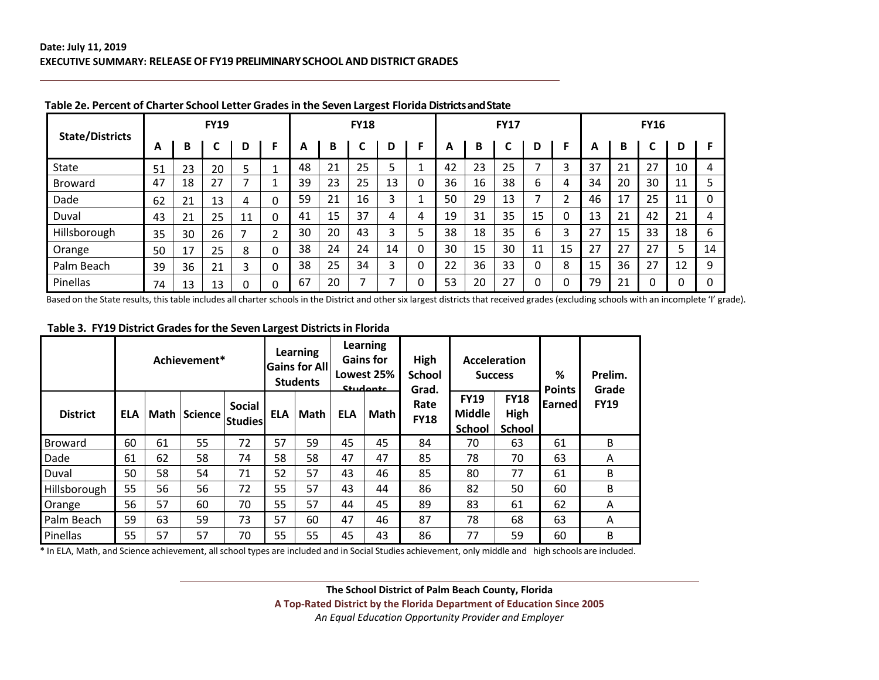**Date: July 11, 2019**
**EXECUTIVE SUMMARY: RELEASE OF FY19 PRELIMINARY SCHOOL AND DISTRICT GRADES**

**Table 2e. Percent of Charter School Letter Grades in the Seven Largest Florida Districts and State**

| State/Districts | FY19 | | | | | FY18 | | | | | FY17 | | | | | FY16 | | | | |
|---|---|---|---|---|---|---|---|---|---|---|---|---|---|---|---|---|---|---|---|---|
| | A | B | C | D | F | A | B | C | D | F | A | B | C | D | F | A | B | C | D | F |
| State | 51 | 23 | 20 | 5 | 1 | 48 | 21 | 25 | 5 | 1 | 42 | 23 | 25 | 7 | 3 | 37 | 21 | 27 | 10 | 4 |
| Broward | 47 | 18 | 27 | 7 | 1 | 39 | 23 | 25 | 13 | 0 | 36 | 16 | 38 | 6 | 4 | 34 | 20 | 30 | 11 | 5 |
| Dade | 62 | 21 | 13 | 4 | 0 | 59 | 21 | 16 | 3 | 1 | 50 | 29 | 13 | 7 | 2 | 46 | 17 | 25 | 11 | 0 |
| Duval | 43 | 21 | 25 | 11 | 0 | 41 | 15 | 37 | 4 | 4 | 19 | 31 | 35 | 15 | 0 | 13 | 21 | 42 | 21 | 4 |
| Hillsborough | 35 | 30 | 26 | 7 | 2 | 30 | 20 | 43 | 3 | 5 | 38 | 18 | 35 | 6 | 3 | 27 | 15 | 33 | 18 | 6 |
| Orange | 50 | 17 | 25 | 8 | 0 | 38 | 24 | 24 | 14 | 0 | 30 | 15 | 30 | 11 | 15 | 27 | 27 | 27 | 5 | 14 |
| Palm Beach | 39 | 36 | 21 | 3 | 0 | 38 | 25 | 34 | 3 | 0 | 22 | 36 | 33 | 0 | 8 | 15 | 36 | 27 | 12 | 9 |
| Pinellas | 74 | 13 | 13 | 0 | 0 | 67 | 20 | 7 | 7 | 0 | 53 | 20 | 27 | 0 | 0 | 79 | 21 | 0 | 0 | 0 |

Based on the State results, this table includes all charter schools in the District and other six largest districts that received grades (excluding schools with an incomplete 'I' grade).

**Table 3. FY19 District Grades for the Seven Largest Districts in Florida**

| | Achievement* | | | | Learning Gains for All Students | | Learning Gains for Lowest 25% Students | | High School Grad. Rate FY18 | Acceleration Success | | % Points Earned | Prelim. Grade FY19 |
|---|---|---|---|---|---|---|---|---|---|---|---|---|---|
| District | ELA | Math | Science | Social Studies | ELA | Math | ELA | Math | | FY19 Middle School | FY18 High School | | |
| Broward | 60 | 61 | 55 | 72 | 57 | 59 | 45 | 45 | 84 | 70 | 63 | 61 | B |
| Dade | 61 | 62 | 58 | 74 | 58 | 58 | 47 | 47 | 85 | 78 | 70 | 63 | A |
| Duval | 50 | 58 | 54 | 71 | 52 | 57 | 43 | 46 | 85 | 80 | 77 | 61 | B |
| Hillsborough | 55 | 56 | 56 | 72 | 55 | 57 | 43 | 44 | 86 | 82 | 50 | 60 | B |
| Orange | 56 | 57 | 60 | 70 | 55 | 57 | 44 | 45 | 89 | 83 | 61 | 62 | A |
| Palm Beach | 59 | 63 | 59 | 73 | 57 | 60 | 47 | 46 | 87 | 78 | 68 | 63 | A |
| Pinellas | 55 | 57 | 57 | 70 | 55 | 55 | 45 | 43 | 86 | 77 | 59 | 60 | B |

* In ELA, Math, and Science achievement, all school types are included and in Social Studies achievement, only middle and high schools are included.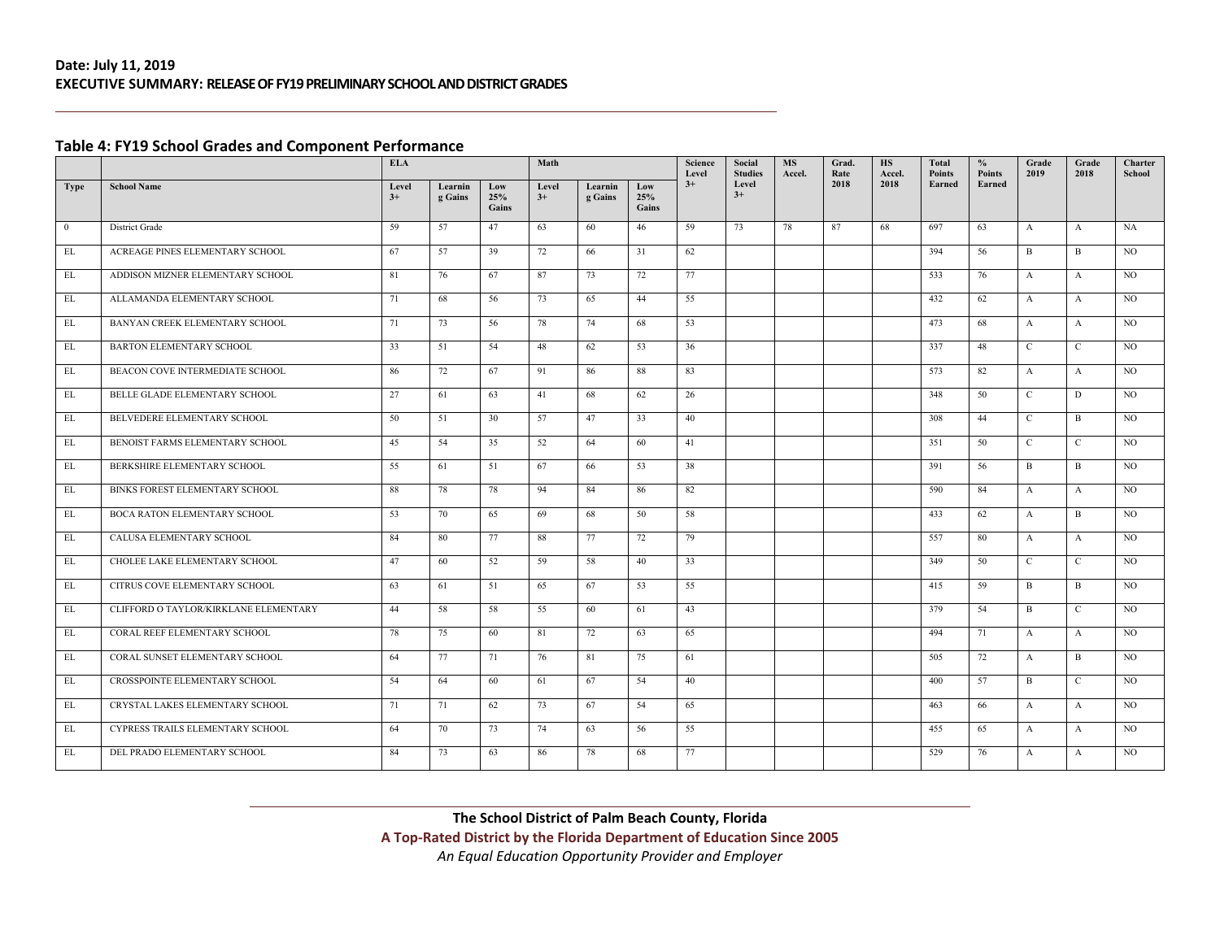**Date: July 11, 2019**

**EXECUTIVE SUMMARY: RELEASE OF FY19 PRELIMINARY SCHOOL AND DISTRICT GRADES**

## Table 4: FY19 School Grades and Component Performance

| | | ELA | | | Math | | | Science Level | Social Studies | MS Accel. | Grad. Rate 2018 | HS Accel. 2018 | Total Points Earned | % Points Earned | Grade 2019 | Grade 2018 | Charter School |
|---|---|---|---|---|---|---|---|---|---|---|---|---|---|---|---|---|---|
| Type | School Name | Level 3+ | Learning Gains | Low 25% Gains | Level 3+ | Learning Gains | Low 25% Gains | 3+ | Level 3+ | | | | | | | | |
| 0 | District Grade | 59 | 57 | 47 | 63 | 60 | 46 | 59 | 73 | 78 | 87 | 68 | 697 | 63 | A | A | NA |
| EL | ACREAGE PINES ELEMENTARY SCHOOL | 67 | 57 | 39 | 72 | 66 | 31 | 62 | | | | | 394 | 56 | B | B | NO |
| EL | ADDISON MIZNER ELEMENTARY SCHOOL | 81 | 76 | 67 | 87 | 73 | 72 | 77 | | | | | 533 | 76 | A | A | NO |
| EL | ALLAMANDA ELEMENTARY SCHOOL | 71 | 68 | 56 | 73 | 65 | 44 | 55 | | | | | 432 | 62 | A | A | NO |
| EL | BANYAN CREEK ELEMENTARY SCHOOL | 71 | 73 | 56 | 78 | 74 | 68 | 53 | | | | | 473 | 68 | A | A | NO |
| EL | BARTON ELEMENTARY SCHOOL | 33 | 51 | 54 | 48 | 62 | 53 | 36 | | | | | 337 | 48 | C | C | NO |
| EL | BEACON COVE INTERMEDIATE SCHOOL | 86 | 72 | 67 | 91 | 86 | 88 | 83 | | | | | 573 | 82 | A | A | NO |
| EL | BELLE GLADE ELEMENTARY SCHOOL | 27 | 61 | 63 | 41 | 68 | 62 | 26 | | | | | 348 | 50 | C | D | NO |
| EL | BELVEDERE ELEMENTARY SCHOOL | 50 | 51 | 30 | 57 | 47 | 33 | 40 | | | | | 308 | 44 | C | B | NO |
| EL | BENOIST FARMS ELEMENTARY SCHOOL | 45 | 54 | 35 | 52 | 64 | 60 | 41 | | | | | 351 | 50 | C | C | NO |
| EL | BERKSHIRE ELEMENTARY SCHOOL | 55 | 61 | 51 | 67 | 66 | 53 | 38 | | | | | 391 | 56 | B | B | NO |
| EL | BINKS FOREST ELEMENTARY SCHOOL | 88 | 78 | 78 | 94 | 84 | 86 | 82 | | | | | 590 | 84 | A | A | NO |
| EL | BOCA RATON ELEMENTARY SCHOOL | 53 | 70 | 65 | 69 | 68 | 50 | 58 | | | | | 433 | 62 | A | B | NO |
| EL | CALUSA ELEMENTARY SCHOOL | 84 | 80 | 77 | 88 | 77 | 72 | 79 | | | | | 557 | 80 | A | A | NO |
| EL | CHOLEE LAKE ELEMENTARY SCHOOL | 47 | 60 | 52 | 59 | 58 | 40 | 33 | | | | | 349 | 50 | C | C | NO |
| EL | CITRUS COVE ELEMENTARY SCHOOL | 63 | 61 | 51 | 65 | 67 | 53 | 55 | | | | | 415 | 59 | B | B | NO |
| EL | CLIFFORD O TAYLOR/KIRKLANE ELEMENTARY | 44 | 58 | 58 | 55 | 60 | 61 | 43 | | | | | 379 | 54 | B | C | NO |
| EL | CORAL REEF ELEMENTARY SCHOOL | 78 | 75 | 60 | 81 | 72 | 63 | 65 | | | | | 494 | 71 | A | A | NO |
| EL | CORAL SUNSET ELEMENTARY SCHOOL | 64 | 77 | 71 | 76 | 81 | 75 | 61 | | | | | 505 | 72 | A | B | NO |
| EL | CROSSPOINTE ELEMENTARY SCHOOL | 54 | 64 | 60 | 61 | 67 | 54 | 40 | | | | | 400 | 57 | B | C | NO |
| EL | CRYSTAL LAKES ELEMENTARY SCHOOL | 71 | 71 | 62 | 73 | 67 | 54 | 65 | | | | | 463 | 66 | A | A | NO |
| EL | CYPRESS TRAILS ELEMENTARY SCHOOL | 64 | 70 | 73 | 74 | 63 | 56 | 55 | | | | | 455 | 65 | A | A | NO |
| EL | DEL PRADO ELEMENTARY SCHOOL | 84 | 73 | 63 | 86 | 78 | 68 | 77 | | | | | 529 | 76 | A | A | NO |

**The School District of Palm Beach County, Florida**

**A Top-Rated District by the Florida Department of Education Since 2005**

*An Equal Education Opportunity Provider and Employer*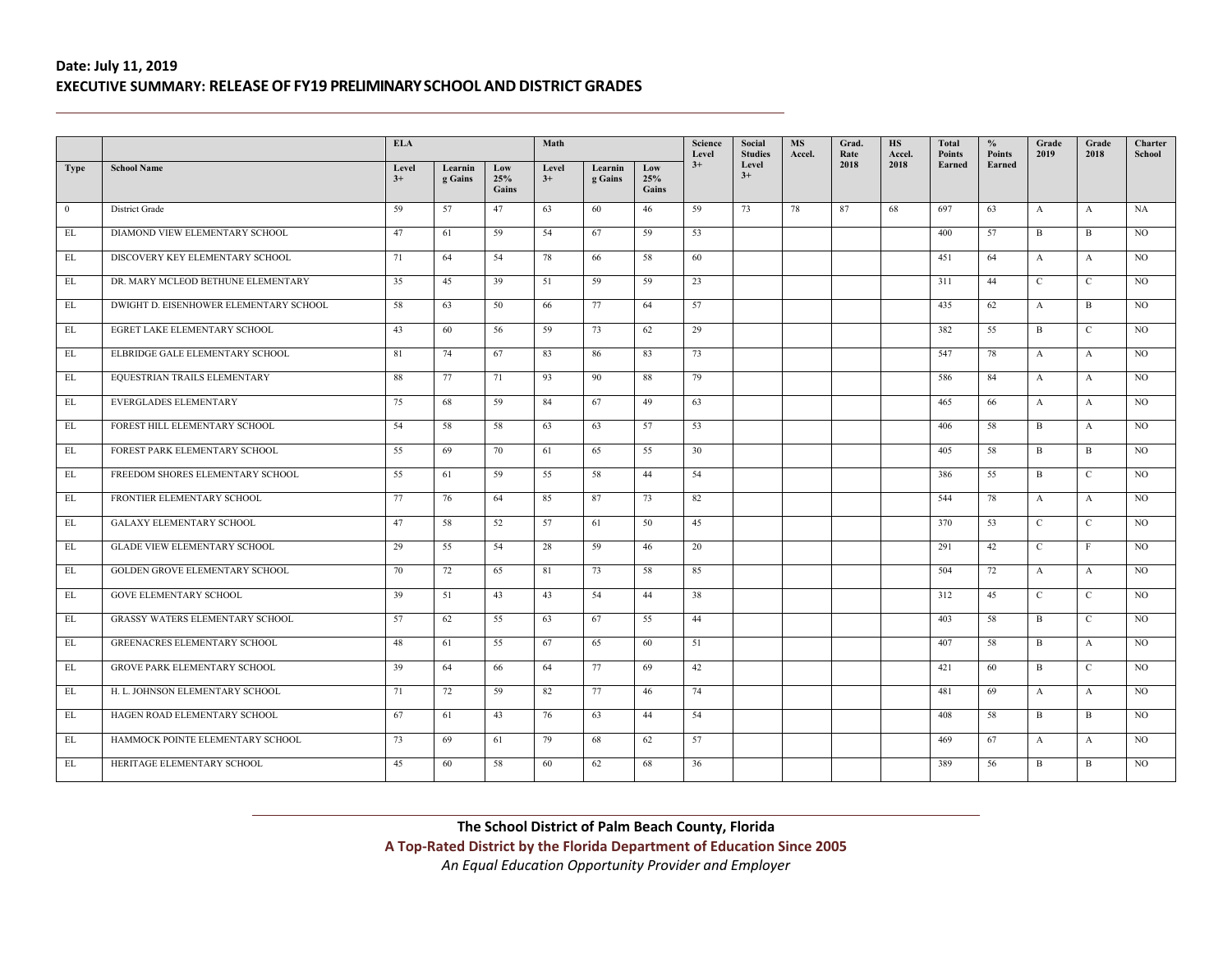**Date: July 11, 2019**

**EXECUTIVE SUMMARY: RELEASE OF FY19 PRELIMINARY SCHOOL AND DISTRICT GRADES**

| | | ELA | | | Math | | | Science Level 3+ | Social Studies Level 3+ | MS Accel. | Grad. Rate 2018 | HS Accel. 2018 | Total Points Earned | % Points Earned | Grade 2019 | Grade 2018 | Charter School |
|---|---|---|---|---|---|---|---|---|---|---|---|---|---|---|---|---|---|
| Type | School Name | Level 3+ | Learning Gains | Low 25% Gains | Level 3+ | Learning Gains | Low 25% Gains | | | | | | | | | | |
| 0 | District Grade | 59 | 57 | 47 | 63 | 60 | 46 | 59 | 73 | 78 | 87 | 68 | 697 | 63 | A | A | NA |
| EL | DIAMOND VIEW ELEMENTARY SCHOOL | 47 | 61 | 59 | 54 | 67 | 59 | 53 | | | | | 400 | 57 | B | B | NO |
| EL | DISCOVERY KEY ELEMENTARY SCHOOL | 71 | 64 | 54 | 78 | 66 | 58 | 60 | | | | | 451 | 64 | A | A | NO |
| EL | DR. MARY MCLEOD BETHUNE ELEMENTARY | 35 | 45 | 39 | 51 | 59 | 59 | 23 | | | | | 311 | 44 | C | C | NO |
| EL | DWIGHT D. EISENHOWER ELEMENTARY SCHOOL | 58 | 63 | 50 | 66 | 77 | 64 | 57 | | | | | 435 | 62 | A | B | NO |
| EL | EGRET LAKE ELEMENTARY SCHOOL | 43 | 60 | 56 | 59 | 73 | 62 | 29 | | | | | 382 | 55 | B | C | NO |
| EL | ELBRIDGE GALE ELEMENTARY SCHOOL | 81 | 74 | 67 | 83 | 86 | 83 | 73 | | | | | 547 | 78 | A | A | NO |
| EL | EQUESTRIAN TRAILS ELEMENTARY | 88 | 77 | 71 | 93 | 90 | 88 | 79 | | | | | 586 | 84 | A | A | NO |
| EL | EVERGLADES ELEMENTARY | 75 | 68 | 59 | 84 | 67 | 49 | 63 | | | | | 465 | 66 | A | A | NO |
| EL | FOREST HILL ELEMENTARY SCHOOL | 54 | 58 | 58 | 63 | 63 | 57 | 53 | | | | | 406 | 58 | B | A | NO |
| EL | FOREST PARK ELEMENTARY SCHOOL | 55 | 69 | 70 | 61 | 65 | 55 | 30 | | | | | 405 | 58 | B | B | NO |
| EL | FREEDOM SHORES ELEMENTARY SCHOOL | 55 | 61 | 59 | 55 | 58 | 44 | 54 | | | | | 386 | 55 | B | C | NO |
| EL | FRONTIER ELEMENTARY SCHOOL | 77 | 76 | 64 | 85 | 87 | 73 | 82 | | | | | 544 | 78 | A | A | NO |
| EL | GALAXY ELEMENTARY SCHOOL | 47 | 58 | 52 | 57 | 61 | 50 | 45 | | | | | 370 | 53 | C | C | NO |
| EL | GLADE VIEW ELEMENTARY SCHOOL | 29 | 55 | 54 | 28 | 59 | 46 | 20 | | | | | 291 | 42 | C | F | NO |
| EL | GOLDEN GROVE ELEMENTARY SCHOOL | 70 | 72 | 65 | 81 | 73 | 58 | 85 | | | | | 504 | 72 | A | A | NO |
| EL | GOVE ELEMENTARY SCHOOL | 39 | 51 | 43 | 43 | 54 | 44 | 38 | | | | | 312 | 45 | C | C | NO |
| EL | GRASSY WATERS ELEMENTARY SCHOOL | 57 | 62 | 55 | 63 | 67 | 55 | 44 | | | | | 403 | 58 | B | C | NO |
| EL | GREENACRES ELEMENTARY SCHOOL | 48 | 61 | 55 | 67 | 65 | 60 | 51 | | | | | 407 | 58 | B | A | NO |
| EL | GROVE PARK ELEMENTARY SCHOOL | 39 | 64 | 66 | 64 | 77 | 69 | 42 | | | | | 421 | 60 | B | C | NO |
| EL | H. L. JOHNSON ELEMENTARY SCHOOL | 71 | 72 | 59 | 82 | 77 | 46 | 74 | | | | | 481 | 69 | A | A | NO |
| EL | HAGEN ROAD ELEMENTARY SCHOOL | 67 | 61 | 43 | 76 | 63 | 44 | 54 | | | | | 408 | 58 | B | B | NO |
| EL | HAMMOCK POINTE ELEMENTARY SCHOOL | 73 | 69 | 61 | 79 | 68 | 62 | 57 | | | | | 469 | 67 | A | A | NO |
| EL | HERITAGE ELEMENTARY SCHOOL | 45 | 60 | 58 | 60 | 62 | 68 | 36 | | | | | 389 | 56 | B | B | NO |

**The School District of Palm Beach County, Florida**

**A Top-Rated District by the Florida Department of Education Since 2005**

*An Equal Education Opportunity Provider and Employer*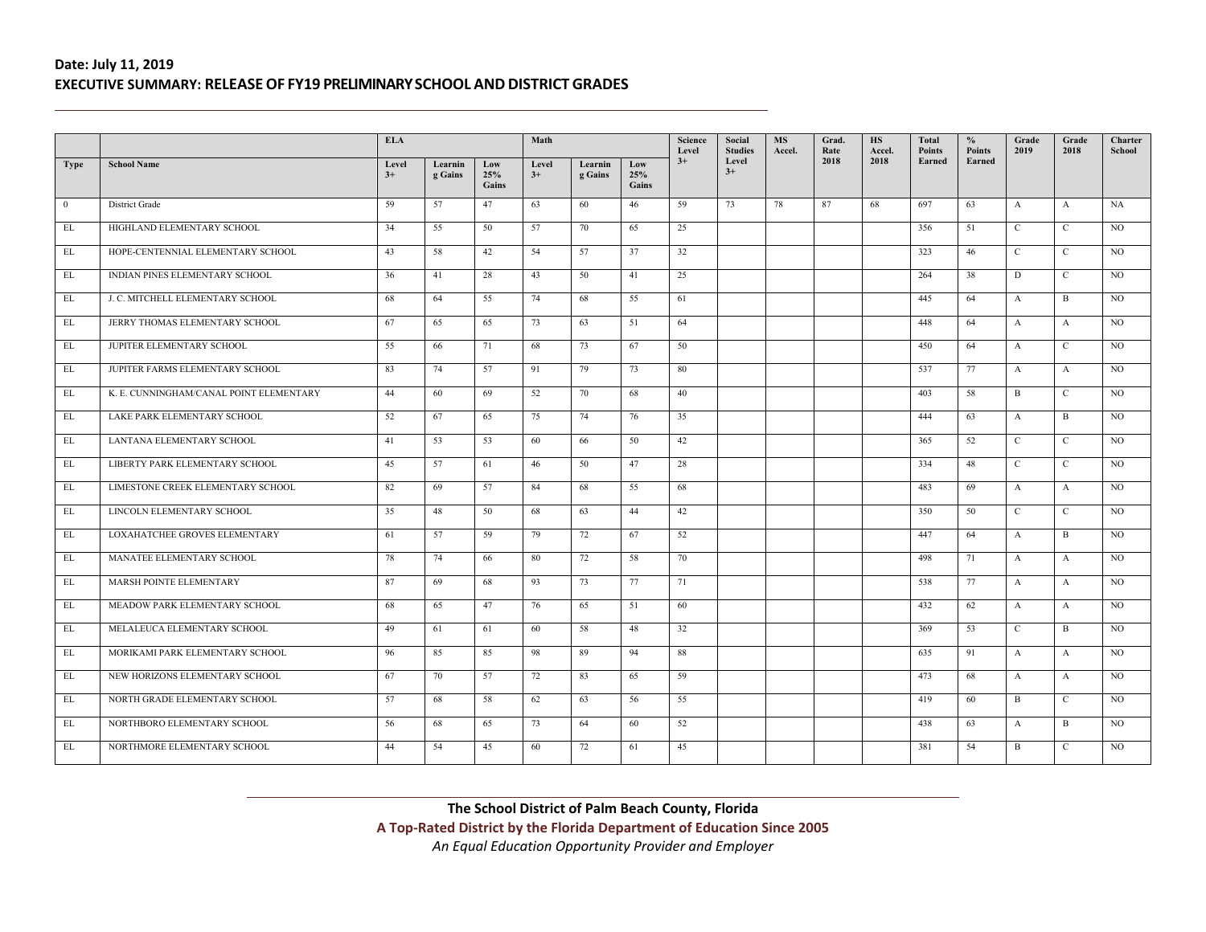**Date: July 11, 2019**

**EXECUTIVE SUMMARY: RELEASE OF FY19 PRELIMINARY SCHOOL AND DISTRICT GRADES**

| | | ELA | | | Math | | | Science Level | Social Studies | MS Accel. | Grad. Rate | HS Accel. | Total Points | % Points | Grade 2019 | Grade 2018 | Charter School |
|---|---|---|---|---|---|---|---|---|---|---|---|---|---|---|---|---|---|
| Type | School Name | Level 3+ | Learning Gains | Low 25% Gains | Level 3+ | Learning Gains | Low 25% Gains | 3+ | Level 3+ | | 2018 | 2018 | Earned | Earned | | | |
| 0 | District Grade | 59 | 57 | 47 | 63 | 60 | 46 | 59 | 73 | 78 | 87 | 68 | 697 | 63 | A | A | NA |
| EL | HIGHLAND ELEMENTARY SCHOOL | 34 | 55 | 50 | 57 | 70 | 65 | 25 | | | | | 356 | 51 | C | C | NO |
| EL | HOPE-CENTENNIAL ELEMENTARY SCHOOL | 43 | 58 | 42 | 54 | 57 | 37 | 32 | | | | | 323 | 46 | C | C | NO |
| EL | INDIAN PINES ELEMENTARY SCHOOL | 36 | 41 | 28 | 43 | 50 | 41 | 25 | | | | | 264 | 38 | D | C | NO |
| EL | J. C. MITCHELL ELEMENTARY SCHOOL | 68 | 64 | 55 | 74 | 68 | 55 | 61 | | | | | 445 | 64 | A | B | NO |
| EL | JERRY THOMAS ELEMENTARY SCHOOL | 67 | 65 | 65 | 73 | 63 | 51 | 64 | | | | | 448 | 64 | A | A | NO |
| EL | JUPITER ELEMENTARY SCHOOL | 55 | 66 | 71 | 68 | 73 | 67 | 50 | | | | | 450 | 64 | A | C | NO |
| EL | JUPITER FARMS ELEMENTARY SCHOOL | 83 | 74 | 57 | 91 | 79 | 73 | 80 | | | | | 537 | 77 | A | A | NO |
| EL | K. E. CUNNINGHAM/CANAL POINT ELEMENTARY | 44 | 60 | 69 | 52 | 70 | 68 | 40 | | | | | 403 | 58 | B | C | NO |
| EL | LAKE PARK ELEMENTARY SCHOOL | 52 | 67 | 65 | 75 | 74 | 76 | 35 | | | | | 444 | 63 | A | B | NO |
| EL | LANTANA ELEMENTARY SCHOOL | 41 | 53 | 53 | 60 | 66 | 50 | 42 | | | | | 365 | 52 | C | C | NO |
| EL | LIBERTY PARK ELEMENTARY SCHOOL | 45 | 57 | 61 | 46 | 50 | 47 | 28 | | | | | 334 | 48 | C | C | NO |
| EL | LIMESTONE CREEK ELEMENTARY SCHOOL | 82 | 69 | 57 | 84 | 68 | 55 | 68 | | | | | 483 | 69 | A | A | NO |
| EL | LINCOLN ELEMENTARY SCHOOL | 35 | 48 | 50 | 68 | 63 | 44 | 42 | | | | | 350 | 50 | C | C | NO |
| EL | LOXAHATCHEE GROVES ELEMENTARY | 61 | 57 | 59 | 79 | 72 | 67 | 52 | | | | | 447 | 64 | A | B | NO |
| EL | MANATEE ELEMENTARY SCHOOL | 78 | 74 | 66 | 80 | 72 | 58 | 70 | | | | | 498 | 71 | A | A | NO |
| EL | MARSH POINTE ELEMENTARY | 87 | 69 | 68 | 93 | 73 | 77 | 71 | | | | | 538 | 77 | A | A | NO |
| EL | MEADOW PARK ELEMENTARY SCHOOL | 68 | 65 | 47 | 76 | 65 | 51 | 60 | | | | | 432 | 62 | A | A | NO |
| EL | MELALEUCA ELEMENTARY SCHOOL | 49 | 61 | 61 | 60 | 58 | 48 | 32 | | | | | 369 | 53 | C | B | NO |
| EL | MORIKAMI PARK ELEMENTARY SCHOOL | 96 | 85 | 85 | 98 | 89 | 94 | 88 | | | | | 635 | 91 | A | A | NO |
| EL | NEW HORIZONS ELEMENTARY SCHOOL | 67 | 70 | 57 | 72 | 83 | 65 | 59 | | | | | 473 | 68 | A | A | NO |
| EL | NORTH GRADE ELEMENTARY SCHOOL | 57 | 68 | 58 | 62 | 63 | 56 | 55 | | | | | 419 | 60 | B | C | NO |
| EL | NORTHBORO ELEMENTARY SCHOOL | 56 | 68 | 65 | 73 | 64 | 60 | 52 | | | | | 438 | 63 | A | B | NO |
| EL | NORTHMORE ELEMENTARY SCHOOL | 44 | 54 | 45 | 60 | 72 | 61 | 45 | | | | | 381 | 54 | B | C | NO |

**The School District of Palm Beach County, Florida**

**A Top-Rated District by the Florida Department of Education Since 2005**

*An Equal Education Opportunity Provider and Employer*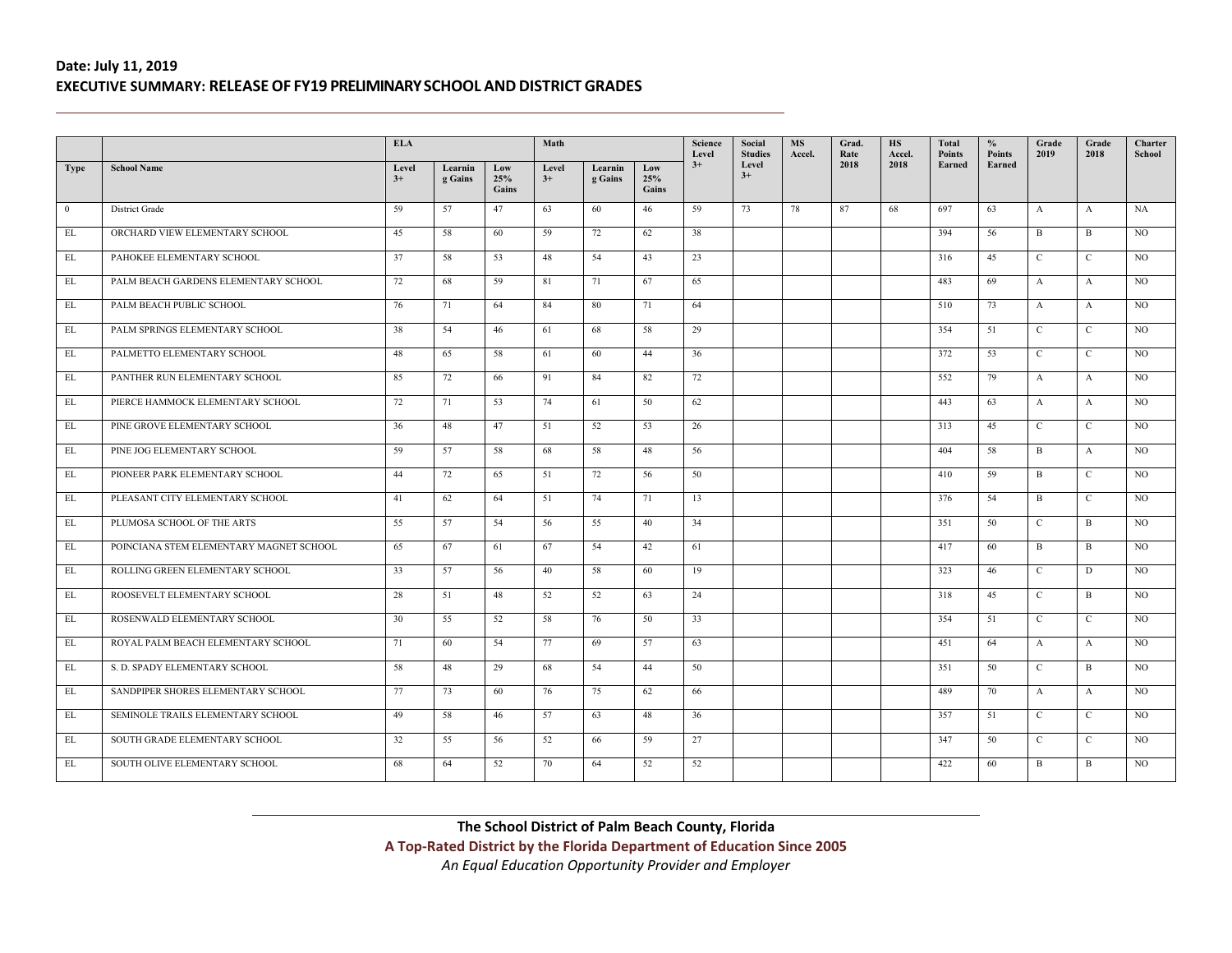**Date: July 11, 2019**

**EXECUTIVE SUMMARY: RELEASE OF FY19 PRELIMINARY SCHOOL AND DISTRICT GRADES**

| | | ELA | | | Math | | | Science Level | Social Studies | MS Accel. | Grad. Rate 2018 | HS Accel. 2018 | Total Points Earned | % Points Earned | Grade 2019 | Grade 2018 | Charter School |
|---|---|---|---|---|---|---|---|---|---|---|---|---|---|---|---|---|---|
| Type | School Name | Level 3+ | Learning Gains | Low 25% Gains | Level 3+ | Learning Gains | Low 25% Gains | 3+ | Level 3+ | | | | | | | | |
| 0 | District Grade | 59 | 57 | 47 | 63 | 60 | 46 | 59 | 73 | 78 | 87 | 68 | 697 | 63 | A | A | NA |
| EL | ORCHARD VIEW ELEMENTARY SCHOOL | 45 | 58 | 60 | 59 | 72 | 62 | 38 | | | | | 394 | 56 | B | B | NO |
| EL | PAHOKEE ELEMENTARY SCHOOL | 37 | 58 | 53 | 48 | 54 | 43 | 23 | | | | | 316 | 45 | C | C | NO |
| EL | PALM BEACH GARDENS ELEMENTARY SCHOOL | 72 | 68 | 59 | 81 | 71 | 67 | 65 | | | | | 483 | 69 | A | A | NO |
| EL | PALM BEACH PUBLIC SCHOOL | 76 | 71 | 64 | 84 | 80 | 71 | 64 | | | | | 510 | 73 | A | A | NO |
| EL | PALM SPRINGS ELEMENTARY SCHOOL | 38 | 54 | 46 | 61 | 68 | 58 | 29 | | | | | 354 | 51 | C | C | NO |
| EL | PALMETTO ELEMENTARY SCHOOL | 48 | 65 | 58 | 61 | 60 | 44 | 36 | | | | | 372 | 53 | C | C | NO |
| EL | PANTHER RUN ELEMENTARY SCHOOL | 85 | 72 | 66 | 91 | 84 | 82 | 72 | | | | | 552 | 79 | A | A | NO |
| EL | PIERCE HAMMOCK ELEMENTARY SCHOOL | 72 | 71 | 53 | 74 | 61 | 50 | 62 | | | | | 443 | 63 | A | A | NO |
| EL | PINE GROVE ELEMENTARY SCHOOL | 36 | 48 | 47 | 51 | 52 | 53 | 26 | | | | | 313 | 45 | C | C | NO |
| EL | PINE JOG ELEMENTARY SCHOOL | 59 | 57 | 58 | 68 | 58 | 48 | 56 | | | | | 404 | 58 | B | A | NO |
| EL | PIONEER PARK ELEMENTARY SCHOOL | 44 | 72 | 65 | 51 | 72 | 56 | 50 | | | | | 410 | 59 | B | C | NO |
| EL | PLEASANT CITY ELEMENTARY SCHOOL | 41 | 62 | 64 | 51 | 74 | 71 | 13 | | | | | 376 | 54 | B | C | NO |
| EL | PLUMOSA SCHOOL OF THE ARTS | 55 | 57 | 54 | 56 | 55 | 40 | 34 | | | | | 351 | 50 | C | B | NO |
| EL | POINCIANA STEM ELEMENTARY MAGNET SCHOOL | 65 | 67 | 61 | 67 | 54 | 42 | 61 | | | | | 417 | 60 | B | B | NO |
| EL | ROLLING GREEN ELEMENTARY SCHOOL | 33 | 57 | 56 | 40 | 58 | 60 | 19 | | | | | 323 | 46 | C | D | NO |
| EL | ROOSEVELT ELEMENTARY SCHOOL | 28 | 51 | 48 | 52 | 52 | 63 | 24 | | | | | 318 | 45 | C | B | NO |
| EL | ROSENWALD ELEMENTARY SCHOOL | 30 | 55 | 52 | 58 | 76 | 50 | 33 | | | | | 354 | 51 | C | C | NO |
| EL | ROYAL PALM BEACH ELEMENTARY SCHOOL | 71 | 60 | 54 | 77 | 69 | 57 | 63 | | | | | 451 | 64 | A | A | NO |
| EL | S. D. SPADY ELEMENTARY SCHOOL | 58 | 48 | 29 | 68 | 54 | 44 | 50 | | | | | 351 | 50 | C | B | NO |
| EL | SANDPIPER SHORES ELEMENTARY SCHOOL | 77 | 73 | 60 | 76 | 75 | 62 | 66 | | | | | 489 | 70 | A | A | NO |
| EL | SEMINOLE TRAILS ELEMENTARY SCHOOL | 49 | 58 | 46 | 57 | 63 | 48 | 36 | | | | | 357 | 51 | C | C | NO |
| EL | SOUTH GRADE ELEMENTARY SCHOOL | 32 | 55 | 56 | 52 | 66 | 59 | 27 | | | | | 347 | 50 | C | C | NO |
| EL | SOUTH OLIVE ELEMENTARY SCHOOL | 68 | 64 | 52 | 70 | 64 | 52 | 52 | | | | | 422 | 60 | B | B | NO |

**The School District of Palm Beach County, Florida**

**A Top-Rated District by the Florida Department of Education Since 2005**

*An Equal Education Opportunity Provider and Employer*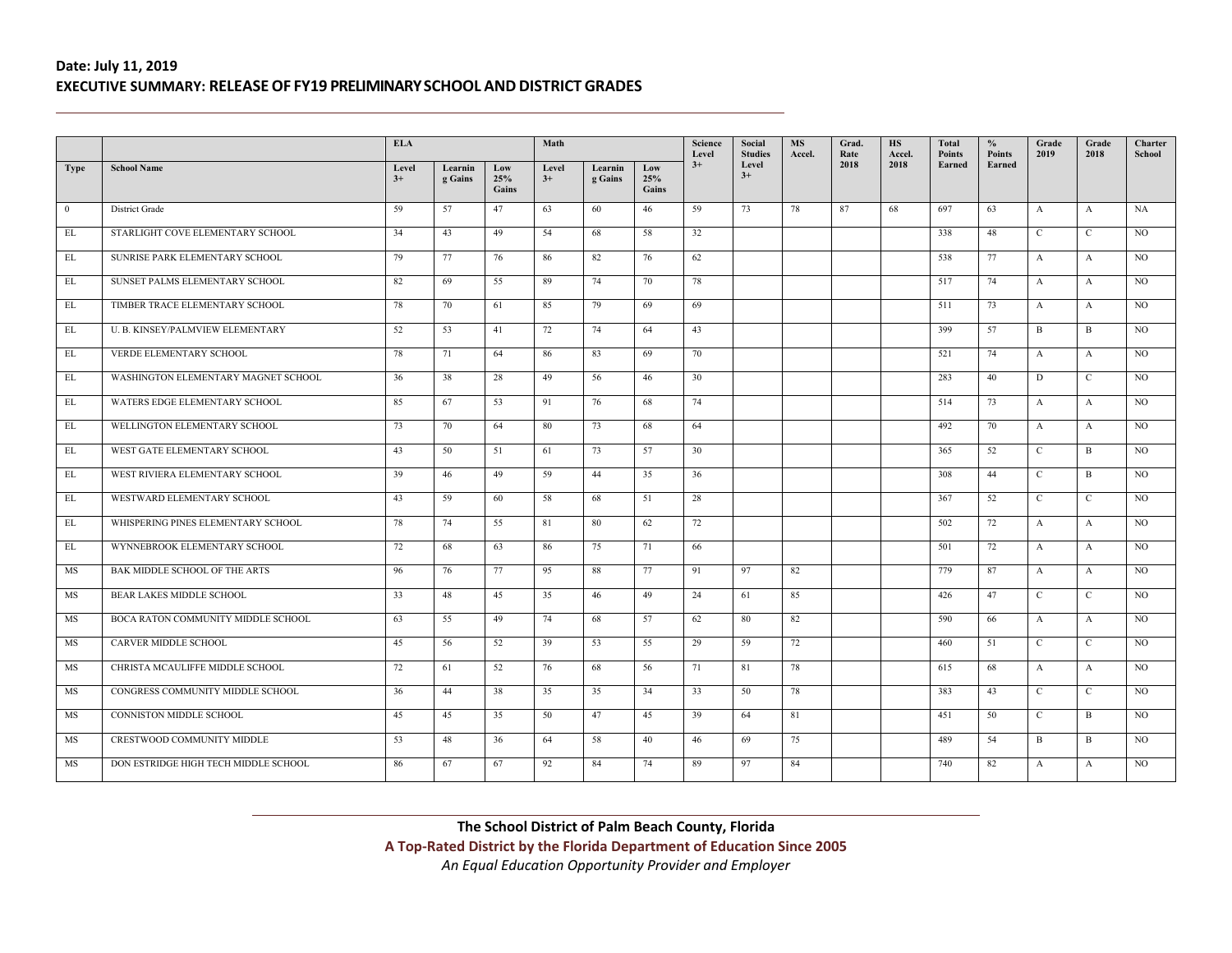**Date: July 11, 2019**

**EXECUTIVE SUMMARY: RELEASE OF FY19 PRELIMINARY SCHOOL AND DISTRICT GRADES**

| | | ELA | | | Math | | | Science Level 3+ | Social Studies Level 3+ | MS Accel. | Grad. Rate 2018 | HS Accel. 2018 | Total Points Earned | % Points Earned | Grade 2019 | Grade 2018 | Charter School |
|---|---|---|---|---|---|---|---|---|---|---|---|---|---|---|---|---|---|
| Type | School Name | Level 3+ | Learning Gains | Low 25% Gains | Level 3+ | Learning Gains | Low 25% Gains | | | | | | | | | | |
| 0 | District Grade | 59 | 57 | 47 | 63 | 60 | 46 | 59 | 73 | 78 | 87 | 68 | 697 | 63 | A | A | NA |
| EL | STARLIGHT COVE ELEMENTARY SCHOOL | 34 | 43 | 49 | 54 | 68 | 58 | 32 | | | | | 338 | 48 | C | C | NO |
| EL | SUNRISE PARK ELEMENTARY SCHOOL | 79 | 77 | 76 | 86 | 82 | 76 | 62 | | | | | 538 | 77 | A | A | NO |
| EL | SUNSET PALMS ELEMENTARY SCHOOL | 82 | 69 | 55 | 89 | 74 | 70 | 78 | | | | | 517 | 74 | A | A | NO |
| EL | TIMBER TRACE ELEMENTARY SCHOOL | 78 | 70 | 61 | 85 | 79 | 69 | 69 | | | | | 511 | 73 | A | A | NO |
| EL | U. B. KINSEY/PALMVIEW ELEMENTARY | 52 | 53 | 41 | 72 | 74 | 64 | 43 | | | | | 399 | 57 | B | B | NO |
| EL | VERDE ELEMENTARY SCHOOL | 78 | 71 | 64 | 86 | 83 | 69 | 70 | | | | | 521 | 74 | A | A | NO |
| EL | WASHINGTON ELEMENTARY MAGNET SCHOOL | 36 | 38 | 28 | 49 | 56 | 46 | 30 | | | | | 283 | 40 | D | C | NO |
| EL | WATERS EDGE ELEMENTARY SCHOOL | 85 | 67 | 53 | 91 | 76 | 68 | 74 | | | | | 514 | 73 | A | A | NO |
| EL | WELLINGTON ELEMENTARY SCHOOL | 73 | 70 | 64 | 80 | 73 | 68 | 64 | | | | | 492 | 70 | A | A | NO |
| EL | WEST GATE ELEMENTARY SCHOOL | 43 | 50 | 51 | 61 | 73 | 57 | 30 | | | | | 365 | 52 | C | B | NO |
| EL | WEST RIVIERA ELEMENTARY SCHOOL | 39 | 46 | 49 | 59 | 44 | 35 | 36 | | | | | 308 | 44 | C | B | NO |
| EL | WESTWARD ELEMENTARY SCHOOL | 43 | 59 | 60 | 58 | 68 | 51 | 28 | | | | | 367 | 52 | C | C | NO |
| EL | WHISPERING PINES ELEMENTARY SCHOOL | 78 | 74 | 55 | 81 | 80 | 62 | 72 | | | | | 502 | 72 | A | A | NO |
| EL | WYNNEBROOK ELEMENTARY SCHOOL | 72 | 68 | 63 | 86 | 75 | 71 | 66 | | | | | 501 | 72 | A | A | NO |
| MS | BAK MIDDLE SCHOOL OF THE ARTS | 96 | 76 | 77 | 95 | 88 | 77 | 91 | 97 | 82 | | | 779 | 87 | A | A | NO |
| MS | BEAR LAKES MIDDLE SCHOOL | 33 | 48 | 45 | 35 | 46 | 49 | 24 | 61 | 85 | | | 426 | 47 | C | C | NO |
| MS | BOCA RATON COMMUNITY MIDDLE SCHOOL | 63 | 55 | 49 | 74 | 68 | 57 | 62 | 80 | 82 | | | 590 | 66 | A | A | NO |
| MS | CARVER MIDDLE SCHOOL | 45 | 56 | 52 | 39 | 53 | 55 | 29 | 59 | 72 | | | 460 | 51 | C | C | NO |
| MS | CHRISTA MCAULIFFE MIDDLE SCHOOL | 72 | 61 | 52 | 76 | 68 | 56 | 71 | 81 | 78 | | | 615 | 68 | A | A | NO |
| MS | CONGRESS COMMUNITY MIDDLE SCHOOL | 36 | 44 | 38 | 35 | 35 | 34 | 33 | 50 | 78 | | | 383 | 43 | C | C | NO |
| MS | CONNISTON MIDDLE SCHOOL | 45 | 45 | 35 | 50 | 47 | 45 | 39 | 64 | 81 | | | 451 | 50 | C | B | NO |
| MS | CRESTWOOD COMMUNITY MIDDLE | 53 | 48 | 36 | 64 | 58 | 40 | 46 | 69 | 75 | | | 489 | 54 | B | B | NO |
| MS | DON ESTRIDGE HIGH TECH MIDDLE SCHOOL | 86 | 67 | 67 | 92 | 84 | 74 | 89 | 97 | 84 | | | 740 | 82 | A | A | NO |

**The School District of Palm Beach County, Florida**

**A Top-Rated District by the Florida Department of Education Since 2005**

*An Equal Education Opportunity Provider and Employer*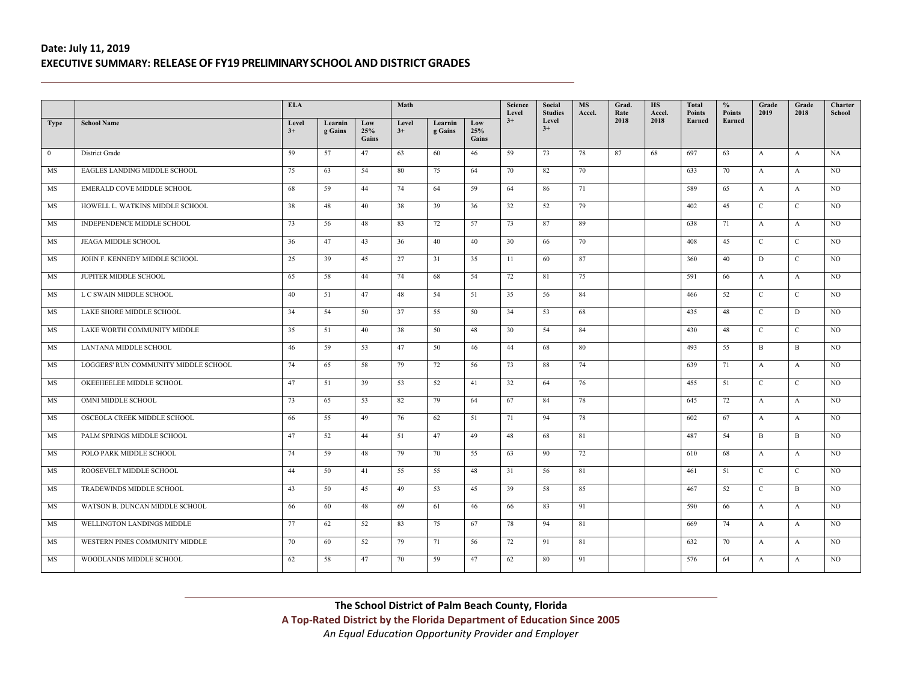**Date: July 11, 2019**

**EXECUTIVE SUMMARY: RELEASE OF FY19 PRELIMINARY SCHOOL AND DISTRICT GRADES**

| | | ELA | | | Math | | | Science Level 3+ | Social Studies Level 3+ | MS Accel. | Grad. Rate 2018 | HS Accel. 2018 | Total Points Earned | % Points Earned | Grade 2019 | Grade 2018 | Charter School |
|---|---|---|---|---|---|---|---|---|---|---|---|---|---|---|---|---|---|
| Type | School Name | Level 3+ | Learning Gains | Low 25% Gains | Level 3+ | Learning Gains | Low 25% Gains | | | | | | | | | | |
| 0 | District Grade | 59 | 57 | 47 | 63 | 60 | 46 | 59 | 73 | 78 | 87 | 68 | 697 | 63 | A | A | NA |
| MS | EAGLES LANDING MIDDLE SCHOOL | 75 | 63 | 54 | 80 | 75 | 64 | 70 | 82 | 70 | | | 633 | 70 | A | A | NO |
| MS | EMERALD COVE MIDDLE SCHOOL | 68 | 59 | 44 | 74 | 64 | 59 | 64 | 86 | 71 | | | 589 | 65 | A | A | NO |
| MS | HOWELL L. WATKINS MIDDLE SCHOOL | 38 | 48 | 40 | 38 | 39 | 36 | 32 | 52 | 79 | | | 402 | 45 | C | C | NO |
| MS | INDEPENDENCE MIDDLE SCHOOL | 73 | 56 | 48 | 83 | 72 | 57 | 73 | 87 | 89 | | | 638 | 71 | A | A | NO |
| MS | JEAGA MIDDLE SCHOOL | 36 | 47 | 43 | 36 | 40 | 40 | 30 | 66 | 70 | | | 408 | 45 | C | C | NO |
| MS | JOHN F. KENNEDY MIDDLE SCHOOL | 25 | 39 | 45 | 27 | 31 | 35 | 11 | 60 | 87 | | | 360 | 40 | D | C | NO |
| MS | JUPITER MIDDLE SCHOOL | 65 | 58 | 44 | 74 | 68 | 54 | 72 | 81 | 75 | | | 591 | 66 | A | A | NO |
| MS | L C SWAIN MIDDLE SCHOOL | 40 | 51 | 47 | 48 | 54 | 51 | 35 | 56 | 84 | | | 466 | 52 | C | C | NO |
| MS | LAKE SHORE MIDDLE SCHOOL | 34 | 54 | 50 | 37 | 55 | 50 | 34 | 53 | 68 | | | 435 | 48 | C | D | NO |
| MS | LAKE WORTH COMMUNITY MIDDLE | 35 | 51 | 40 | 38 | 50 | 48 | 30 | 54 | 84 | | | 430 | 48 | C | C | NO |
| MS | LANTANA MIDDLE SCHOOL | 46 | 59 | 53 | 47 | 50 | 46 | 44 | 68 | 80 | | | 493 | 55 | B | B | NO |
| MS | LOGGERS' RUN COMMUNITY MIDDLE SCHOOL | 74 | 65 | 58 | 79 | 72 | 56 | 73 | 88 | 74 | | | 639 | 71 | A | A | NO |
| MS | OKEEHEELEE MIDDLE SCHOOL | 47 | 51 | 39 | 53 | 52 | 41 | 32 | 64 | 76 | | | 455 | 51 | C | C | NO |
| MS | OMNI MIDDLE SCHOOL | 73 | 65 | 53 | 82 | 79 | 64 | 67 | 84 | 78 | | | 645 | 72 | A | A | NO |
| MS | OSCEOLA CREEK MIDDLE SCHOOL | 66 | 55 | 49 | 76 | 62 | 51 | 71 | 94 | 78 | | | 602 | 67 | A | A | NO |
| MS | PALM SPRINGS MIDDLE SCHOOL | 47 | 52 | 44 | 51 | 47 | 49 | 48 | 68 | 81 | | | 487 | 54 | B | B | NO |
| MS | POLO PARK MIDDLE SCHOOL | 74 | 59 | 48 | 79 | 70 | 55 | 63 | 90 | 72 | | | 610 | 68 | A | A | NO |
| MS | ROOSEVELT MIDDLE SCHOOL | 44 | 50 | 41 | 55 | 55 | 48 | 31 | 56 | 81 | | | 461 | 51 | C | C | NO |
| MS | TRADEWINDS MIDDLE SCHOOL | 43 | 50 | 45 | 49 | 53 | 45 | 39 | 58 | 85 | | | 467 | 52 | C | B | NO |
| MS | WATSON B. DUNCAN MIDDLE SCHOOL | 66 | 60 | 48 | 69 | 61 | 46 | 66 | 83 | 91 | | | 590 | 66 | A | A | NO |
| MS | WELLINGTON LANDINGS MIDDLE | 77 | 62 | 52 | 83 | 75 | 67 | 78 | 94 | 81 | | | 669 | 74 | A | A | NO |
| MS | WESTERN PINES COMMUNITY MIDDLE | 70 | 60 | 52 | 79 | 71 | 56 | 72 | 91 | 81 | | | 632 | 70 | A | A | NO |
| MS | WOODLANDS MIDDLE SCHOOL | 62 | 58 | 47 | 70 | 59 | 47 | 62 | 80 | 91 | | | 576 | 64 | A | A | NO |

**The School District of Palm Beach County, Florida**

**A Top-Rated District by the Florida Department of Education Since 2005**

*An Equal Education Opportunity Provider and Employer*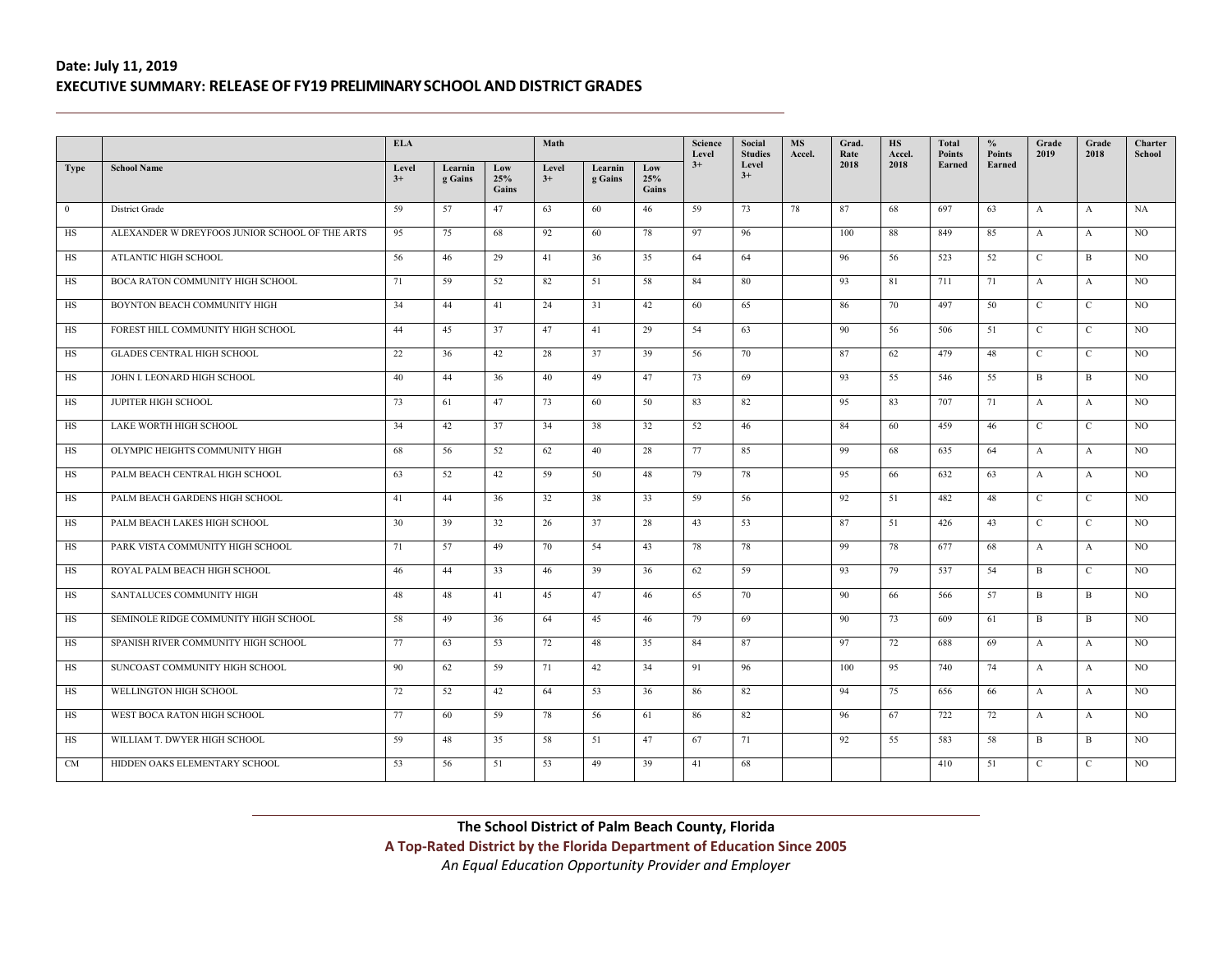**Date: July 11, 2019**

**EXECUTIVE SUMMARY: RELEASE OF FY19 PRELIMINARY SCHOOL AND DISTRICT GRADES**

| | | ELA | | | Math | | | Science Level 3+ | Social Studies Level 3+ | MS Accel. | Grad. Rate 2018 | HS Accel. 2018 | Total Points Earned | % Points Earned | Grade 2019 | Grade 2018 | Charter School |
|---|---|---|---|---|---|---|---|---|---|---|---|---|---|---|---|---|---|
| Type | School Name | Level 3+ | Learning Gains | Low 25% Gains | Level 3+ | Learning Gains | Low 25% Gains | | | | | | | | | | |
| 0 | District Grade | 59 | 57 | 47 | 63 | 60 | 46 | 59 | 73 | 78 | 87 | 68 | 697 | 63 | A | A | NA |
| HS | ALEXANDER W DREYFOOS JUNIOR SCHOOL OF THE ARTS | 95 | 75 | 68 | 92 | 60 | 78 | 97 | 96 | | 100 | 88 | 849 | 85 | A | A | NO |
| HS | ATLANTIC HIGH SCHOOL | 56 | 46 | 29 | 41 | 36 | 35 | 64 | 64 | | 96 | 56 | 523 | 52 | C | B | NO |
| HS | BOCA RATON COMMUNITY HIGH SCHOOL | 71 | 59 | 52 | 82 | 51 | 58 | 84 | 80 | | 93 | 81 | 711 | 71 | A | A | NO |
| HS | BOYNTON BEACH COMMUNITY HIGH | 34 | 44 | 41 | 24 | 31 | 42 | 60 | 65 | | 86 | 70 | 497 | 50 | C | C | NO |
| HS | FOREST HILL COMMUNITY HIGH SCHOOL | 44 | 45 | 37 | 47 | 41 | 29 | 54 | 63 | | 90 | 56 | 506 | 51 | C | C | NO |
| HS | GLADES CENTRAL HIGH SCHOOL | 22 | 36 | 42 | 28 | 37 | 39 | 56 | 70 | | 87 | 62 | 479 | 48 | C | C | NO |
| HS | JOHN I. LEONARD HIGH SCHOOL | 40 | 44 | 36 | 40 | 49 | 47 | 73 | 69 | | 93 | 55 | 546 | 55 | B | B | NO |
| HS | JUPITER HIGH SCHOOL | 73 | 61 | 47 | 73 | 60 | 50 | 83 | 82 | | 95 | 83 | 707 | 71 | A | A | NO |
| HS | LAKE WORTH HIGH SCHOOL | 34 | 42 | 37 | 34 | 38 | 32 | 52 | 46 | | 84 | 60 | 459 | 46 | C | C | NO |
| HS | OLYMPIC HEIGHTS COMMUNITY HIGH | 68 | 56 | 52 | 62 | 40 | 28 | 77 | 85 | | 99 | 68 | 635 | 64 | A | A | NO |
| HS | PALM BEACH CENTRAL HIGH SCHOOL | 63 | 52 | 42 | 59 | 50 | 48 | 79 | 78 | | 95 | 66 | 632 | 63 | A | A | NO |
| HS | PALM BEACH GARDENS HIGH SCHOOL | 41 | 44 | 36 | 32 | 38 | 33 | 59 | 56 | | 92 | 51 | 482 | 48 | C | C | NO |
| HS | PALM BEACH LAKES HIGH SCHOOL | 30 | 39 | 32 | 26 | 37 | 28 | 43 | 53 | | 87 | 51 | 426 | 43 | C | C | NO |
| HS | PARK VISTA COMMUNITY HIGH SCHOOL | 71 | 57 | 49 | 70 | 54 | 43 | 78 | 78 | | 99 | 78 | 677 | 68 | A | A | NO |
| HS | ROYAL PALM BEACH HIGH SCHOOL | 46 | 44 | 33 | 46 | 39 | 36 | 62 | 59 | | 93 | 79 | 537 | 54 | B | C | NO |
| HS | SANTALUCES COMMUNITY HIGH | 48 | 48 | 41 | 45 | 47 | 46 | 65 | 70 | | 90 | 66 | 566 | 57 | B | B | NO |
| HS | SEMINOLE RIDGE COMMUNITY HIGH SCHOOL | 58 | 49 | 36 | 64 | 45 | 46 | 79 | 69 | | 90 | 73 | 609 | 61 | B | B | NO |
| HS | SPANISH RIVER COMMUNITY HIGH SCHOOL | 77 | 63 | 53 | 72 | 48 | 35 | 84 | 87 | | 97 | 72 | 688 | 69 | A | A | NO |
| HS | SUNCOAST COMMUNITY HIGH SCHOOL | 90 | 62 | 59 | 71 | 42 | 34 | 91 | 96 | | 100 | 95 | 740 | 74 | A | A | NO |
| HS | WELLINGTON HIGH SCHOOL | 72 | 52 | 42 | 64 | 53 | 36 | 86 | 82 | | 94 | 75 | 656 | 66 | A | A | NO |
| HS | WEST BOCA RATON HIGH SCHOOL | 77 | 60 | 59 | 78 | 56 | 61 | 86 | 82 | | 96 | 67 | 722 | 72 | A | A | NO |
| HS | WILLIAM T. DWYER HIGH SCHOOL | 59 | 48 | 35 | 58 | 51 | 47 | 67 | 71 | | 92 | 55 | 583 | 58 | B | B | NO |
| CM | HIDDEN OAKS ELEMENTARY SCHOOL | 53 | 56 | 51 | 53 | 49 | 39 | 41 | 68 | | | | 410 | 51 | C | C | NO |

**The School District of Palm Beach County, Florida**

**A Top-Rated District by the Florida Department of Education Since 2005**

*An Equal Education Opportunity Provider and Employer*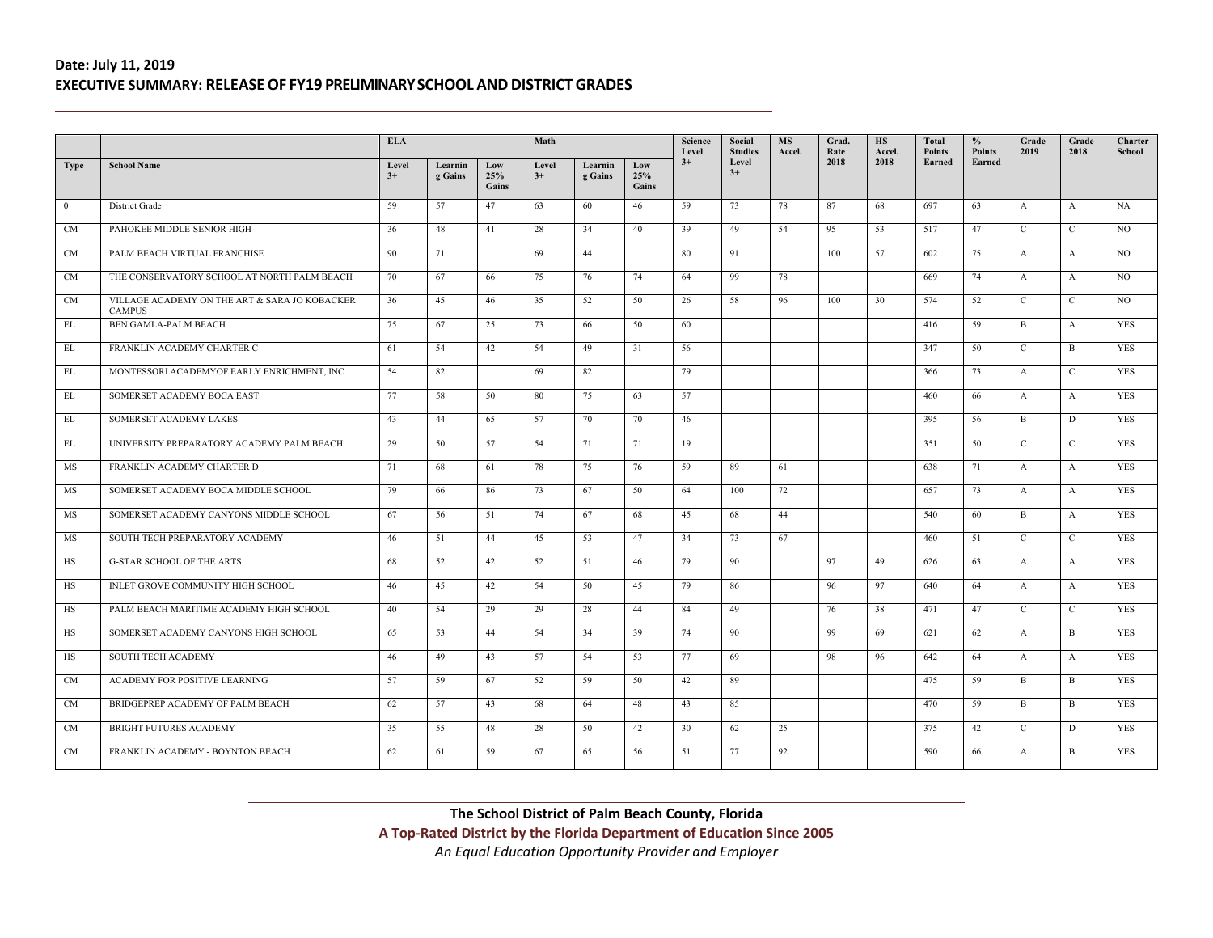**Date: July 11, 2019**

**EXECUTIVE SUMMARY: RELEASE OF FY19 PRELIMINARY SCHOOL AND DISTRICT GRADES**

| | | ELA | | | Math | | | Science Level 3+ | Social Studies Level 3+ | MS Accel. | Grad. Rate 2018 | HS Accel. 2018 | Total Points Earned | % Points Earned | Grade 2019 | Grade 2018 | Charter School |
|---|---|---|---|---|---|---|---|---|---|---|---|---|---|---|---|---|---|
| **Type** | **School Name** | **Level 3+** | **Learning Gains** | **Low 25% Gains** | **Level 3+** | **Learning Gains** | **Low 25% Gains** | | | | | | | | | | |
| 0 | District Grade | 59 | 57 | 47 | 63 | 60 | 46 | 59 | 73 | 78 | 87 | 68 | 697 | 63 | A | A | NA |
| CM | PAHOKEE MIDDLE-SENIOR HIGH | 36 | 48 | 41 | 28 | 34 | 40 | 39 | 49 | 54 | 95 | 53 | 517 | 47 | C | C | NO |
| CM | PALM BEACH VIRTUAL FRANCHISE | 90 | 71 | | 69 | 44 | | 80 | 91 | | 100 | 57 | 602 | 75 | A | A | NO |
| CM | THE CONSERVATORY SCHOOL AT NORTH PALM BEACH | 70 | 67 | 66 | 75 | 76 | 74 | 64 | 99 | 78 | | | 669 | 74 | A | A | NO |
| CM | VILLAGE ACADEMY ON THE ART & SARA JO KOBACKER CAMPUS | 36 | 45 | 46 | 35 | 52 | 50 | 26 | 58 | 96 | 100 | 30 | 574 | 52 | C | C | NO |
| EL | BEN GAMLA-PALM BEACH | 75 | 67 | 25 | 73 | 66 | 50 | 60 | | | | | 416 | 59 | B | A | YES |
| EL | FRANKLIN ACADEMY CHARTER C | 61 | 54 | 42 | 54 | 49 | 31 | 56 | | | | | 347 | 50 | C | B | YES |
| EL | MONTESSORI ACADEMYOF EARLY ENRICHMENT, INC | 54 | 82 | | 69 | 82 | | 79 | | | | | 366 | 73 | A | C | YES |
| EL | SOMERSET ACADEMY BOCA EAST | 77 | 58 | 50 | 80 | 75 | 63 | 57 | | | | | 460 | 66 | A | A | YES |
| EL | SOMERSET ACADEMY LAKES | 43 | 44 | 65 | 57 | 70 | 70 | 46 | | | | | 395 | 56 | B | D | YES |
| EL | UNIVERSITY PREPARATORY ACADEMY PALM BEACH | 29 | 50 | 57 | 54 | 71 | 71 | 19 | | | | | 351 | 50 | C | C | YES |
| MS | FRANKLIN ACADEMY CHARTER D | 71 | 68 | 61 | 78 | 75 | 76 | 59 | 89 | 61 | | | 638 | 71 | A | A | YES |
| MS | SOMERSET ACADEMY BOCA MIDDLE SCHOOL | 79 | 66 | 86 | 73 | 67 | 50 | 64 | 100 | 72 | | | 657 | 73 | A | A | YES |
| MS | SOMERSET ACADEMY CANYONS MIDDLE SCHOOL | 67 | 56 | 51 | 74 | 67 | 68 | 45 | 68 | 44 | | | 540 | 60 | B | A | YES |
| MS | SOUTH TECH PREPARATORY ACADEMY | 46 | 51 | 44 | 45 | 53 | 47 | 34 | 73 | 67 | | | 460 | 51 | C | C | YES |
| HS | G-STAR SCHOOL OF THE ARTS | 68 | 52 | 42 | 52 | 51 | 46 | 79 | 90 | | 97 | 49 | 626 | 63 | A | A | YES |
| HS | INLET GROVE COMMUNITY HIGH SCHOOL | 46 | 45 | 42 | 54 | 50 | 45 | 79 | 86 | | 96 | 97 | 640 | 64 | A | A | YES |
| HS | PALM BEACH MARITIME ACADEMY HIGH SCHOOL | 40 | 54 | 29 | 29 | 28 | 44 | 84 | 49 | | 76 | 38 | 471 | 47 | C | C | YES |
| HS | SOMERSET ACADEMY CANYONS HIGH SCHOOL | 65 | 53 | 44 | 54 | 34 | 39 | 74 | 90 | | 99 | 69 | 621 | 62 | A | B | YES |
| HS | SOUTH TECH ACADEMY | 46 | 49 | 43 | 57 | 54 | 53 | 77 | 69 | | 98 | 96 | 642 | 64 | A | A | YES |
| CM | ACADEMY FOR POSITIVE LEARNING | 57 | 59 | 67 | 52 | 59 | 50 | 42 | 89 | | | | 475 | 59 | B | B | YES |
| CM | BRIDGEPREP ACADEMY OF PALM BEACH | 62 | 57 | 43 | 68 | 64 | 48 | 43 | 85 | | | | 470 | 59 | B | B | YES |
| CM | BRIGHT FUTURES ACADEMY | 35 | 55 | 48 | 28 | 50 | 42 | 30 | 62 | 25 | | | 375 | 42 | C | D | YES |
| CM | FRANKLIN ACADEMY - BOYNTON BEACH | 62 | 61 | 59 | 67 | 65 | 56 | 51 | 77 | 92 | | | 590 | 66 | A | B | YES |

**The School District of Palm Beach County, Florida**

**A Top-Rated District by the Florida Department of Education Since 2005**

*An Equal Education Opportunity Provider and Employer*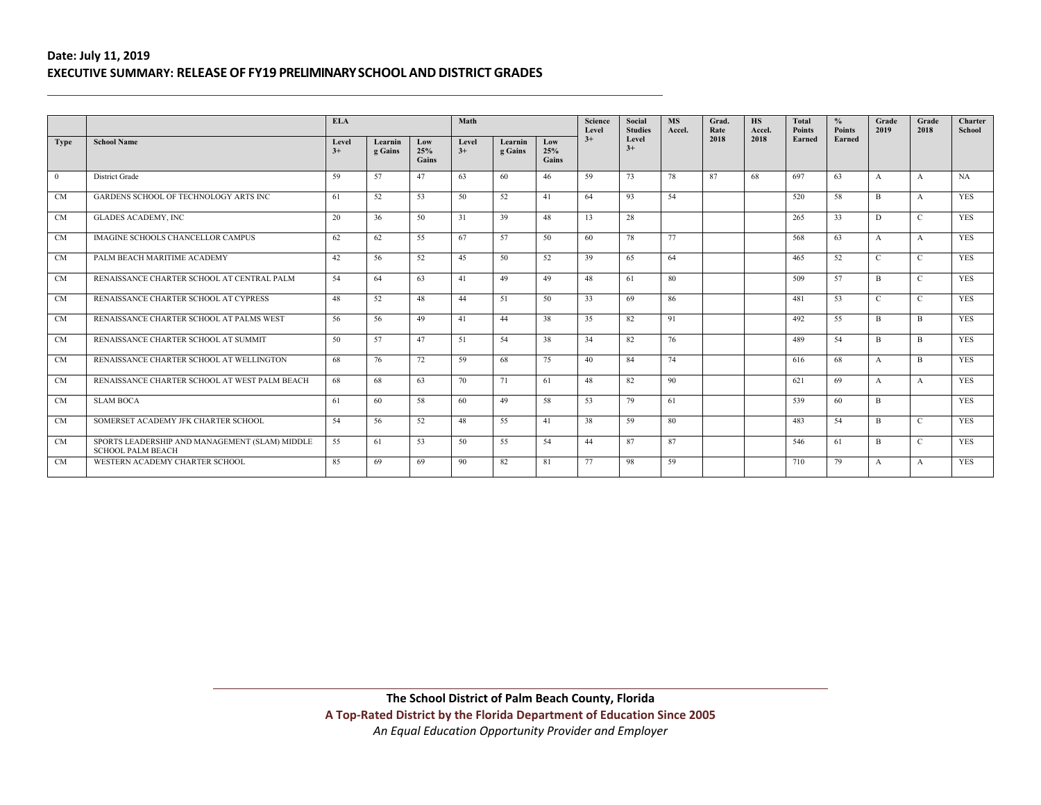**Date: July 11, 2019**

**EXECUTIVE SUMMARY: RELEASE OF FY19 PRELIMINARY SCHOOL AND DISTRICT GRADES**

| | | ELA | | | Math | | | Science Level | Social Studies | MS Accel. | Grad. Rate | HS Accel. | Total Points | % Points | Grade 2019 | Grade 2018 | Charter School |
|---|---|---|---|---|---|---|---|---|---|---|---|---|---|---|---|---|---|
| Type | School Name | Level 3+ | Learning Gains | Low 25% Gains | Level 3+ | Learning Gains | Low 25% Gains | 3+ | Level 3+ | | 2018 | 2018 | Earned | Earned | | | |
| 0 | District Grade | 59 | 57 | 47 | 63 | 60 | 46 | 59 | 73 | 78 | 87 | 68 | 697 | 63 | A | A | NA |
| CM | GARDENS SCHOOL OF TECHNOLOGY ARTS INC | 61 | 52 | 53 | 50 | 52 | 41 | 64 | 93 | 54 | | | 520 | 58 | B | A | YES |
| CM | GLADES ACADEMY, INC | 20 | 36 | 50 | 31 | 39 | 48 | 13 | 28 | | | | 265 | 33 | D | C | YES |
| CM | IMAGINE SCHOOLS CHANCELLOR CAMPUS | 62 | 62 | 55 | 67 | 57 | 50 | 60 | 78 | 77 | | | 568 | 63 | A | A | YES |
| CM | PALM BEACH MARITIME ACADEMY | 42 | 56 | 52 | 45 | 50 | 52 | 39 | 65 | 64 | | | 465 | 52 | C | C | YES |
| CM | RENAISSANCE CHARTER SCHOOL AT CENTRAL PALM | 54 | 64 | 63 | 41 | 49 | 49 | 48 | 61 | 80 | | | 509 | 57 | B | C | YES |
| CM | RENAISSANCE CHARTER SCHOOL AT CYPRESS | 48 | 52 | 48 | 44 | 51 | 50 | 33 | 69 | 86 | | | 481 | 53 | C | C | YES |
| CM | RENAISSANCE CHARTER SCHOOL AT PALMS WEST | 56 | 56 | 49 | 41 | 44 | 38 | 35 | 82 | 91 | | | 492 | 55 | B | B | YES |
| CM | RENAISSANCE CHARTER SCHOOL AT SUMMIT | 50 | 57 | 47 | 51 | 54 | 38 | 34 | 82 | 76 | | | 489 | 54 | B | B | YES |
| CM | RENAISSANCE CHARTER SCHOOL AT WELLINGTON | 68 | 76 | 72 | 59 | 68 | 75 | 40 | 84 | 74 | | | 616 | 68 | A | B | YES |
| CM | RENAISSANCE CHARTER SCHOOL AT WEST PALM BEACH | 68 | 68 | 63 | 70 | 71 | 61 | 48 | 82 | 90 | | | 621 | 69 | A | A | YES |
| CM | SLAM BOCA | 61 | 60 | 58 | 60 | 49 | 58 | 53 | 79 | 61 | | | 539 | 60 | B | | YES |
| CM | SOMERSET ACADEMY JFK CHARTER SCHOOL | 54 | 56 | 52 | 48 | 55 | 41 | 38 | 59 | 80 | | | 483 | 54 | B | C | YES |
| CM | SPORTS LEADERSHIP AND MANAGEMENT (SLAM) MIDDLE SCHOOL PALM BEACH | 55 | 61 | 53 | 50 | 55 | 54 | 44 | 87 | 87 | | | 546 | 61 | B | C | YES |
| CM | WESTERN ACADEMY CHARTER SCHOOL | 85 | 69 | 69 | 90 | 82 | 81 | 77 | 98 | 59 | | | 710 | 79 | A | A | YES |

**The School District of Palm Beach County, Florida**

**A Top-Rated District by the Florida Department of Education Since 2005**

*An Equal Education Opportunity Provider and Employer*